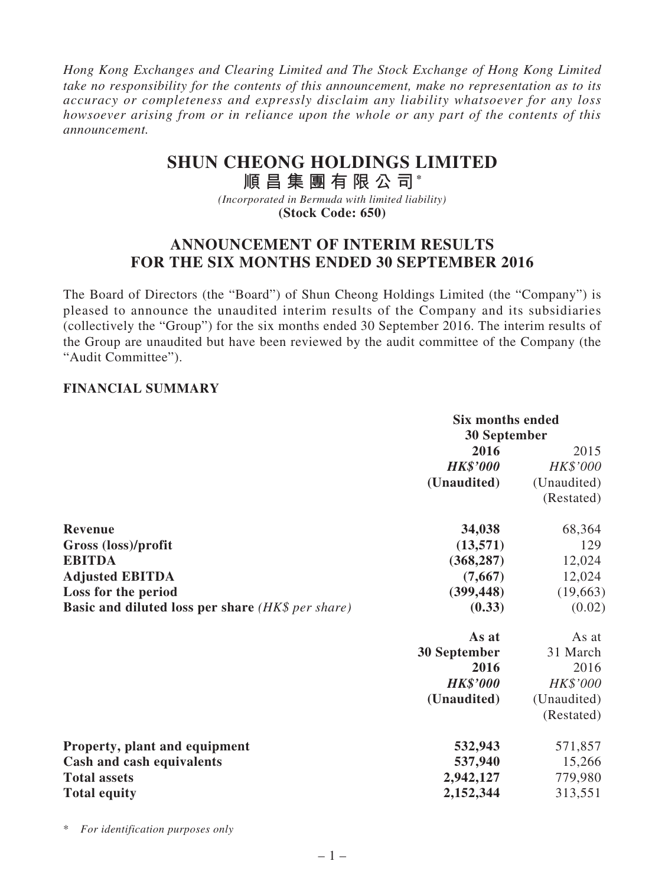*Hong Kong Exchanges and Clearing Limited and The Stock Exchange of Hong Kong Limited take no responsibility for the contents of this announcement, make no representation as to its accuracy or completeness and expressly disclaim any liability whatsoever for any loss howsoever arising from or in reliance upon the whole or any part of the contents of this announcement.*

# SHUN CHEONG HOLDINGS LIMITED
# 順昌集團有限公司*

*(Incorporated in Bermuda with limited liability)*
**(Stock Code: 650)**

## ANNOUNCEMENT OF INTERIM RESULTS FOR THE SIX MONTHS ENDED 30 SEPTEMBER 2016

The Board of Directors (the "Board") of Shun Cheong Holdings Limited (the "Company") is pleased to announce the unaudited interim results of the Company and its subsidiaries (collectively the "Group") for the six months ended 30 September 2016. The interim results of the Group are unaudited but have been reviewed by the audit committee of the Company (the "Audit Committee").

### FINANCIAL SUMMARY

| | Six months ended 30 September | |
|---|---|---|
| | **2016** | 2015 |
| | ***HK$'000*** | *HK$'000* |
| | **(Unaudited)** | (Unaudited) |
| | | (Restated) |
| **Revenue** | **34,038** | 68,364 |
| **Gross (loss)/profit** | **(13,571)** | 129 |
| **EBITDA** | **(368,287)** | 12,024 |
| **Adjusted EBITDA** | **(7,667)** | 12,024 |
| **Loss for the period** | **(399,448)** | (19,663) |
| **Basic and diluted loss per share** *(HK$ per share)* | **(0.33)** | (0.02) |

| | **As at 30 September 2016** | As at 31 March 2016 |
|---|---|---|
| | ***HK$'000*** | *HK$'000* |
| | **(Unaudited)** | (Unaudited) |
| | | (Restated) |
| **Property, plant and equipment** | **532,943** | 571,857 |
| **Cash and cash equivalents** | **537,940** | 15,266 |
| **Total assets** | **2,942,127** | 779,980 |
| **Total equity** | **2,152,344** | 313,551 |

\* *For identification purposes only*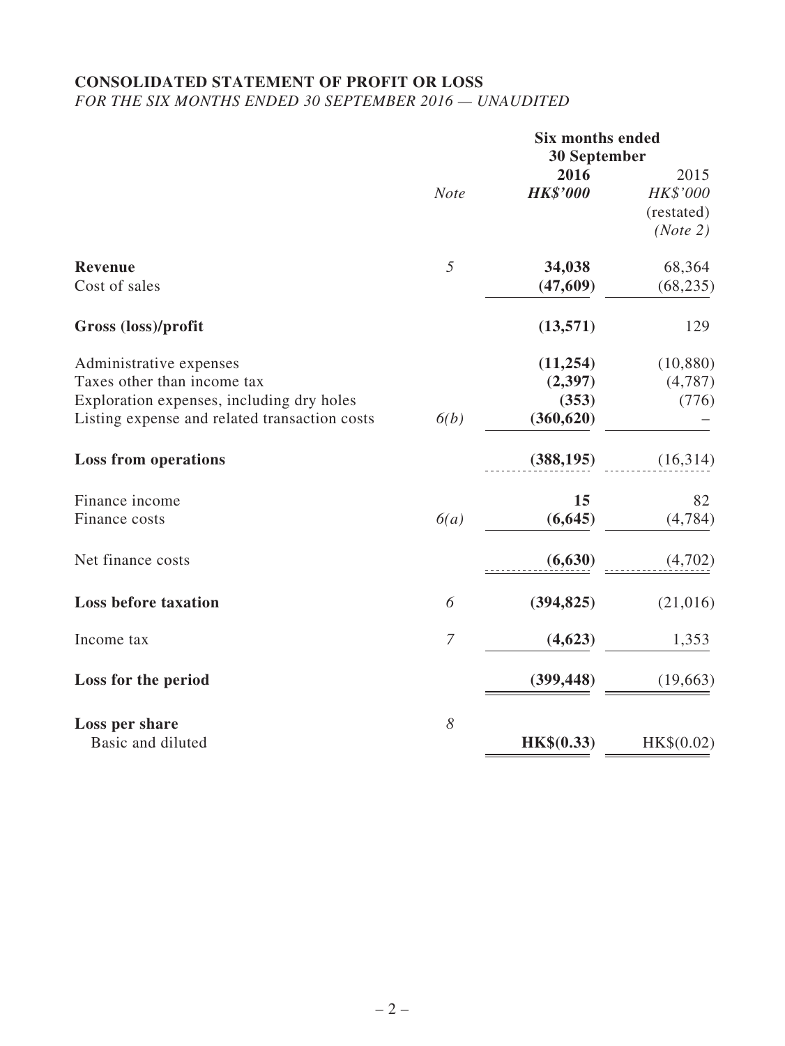# CONSOLIDATED STATEMENT OF PROFIT OR LOSS

*FOR THE SIX MONTHS ENDED 30 SEPTEMBER 2016 — UNAUDITED*

| | *Note* | **Six months ended 30 September** | |
|---|---|---|---|
| | | **2016** | 2015 |
| | | ***HK$'000*** | *HK$'000* |
| | | | (restated) |
| | | | *(Note 2)* |
| **Revenue** | *5* | **34,038** | 68,364 |
| Cost of sales | | **(47,609)** | (68,235) |
| **Gross (loss)/profit** | | **(13,571)** | 129 |
| Administrative expenses | | **(11,254)** | (10,880) |
| Taxes other than income tax | | **(2,397)** | (4,787) |
| Exploration expenses, including dry holes | | **(353)** | (776) |
| Listing expense and related transaction costs | *6(b)* | **(360,620)** | – |
| **Loss from operations** | | **(388,195)** | (16,314) |
| Finance income | | **15** | 82 |
| Finance costs | *6(a)* | **(6,645)** | (4,784) |
| Net finance costs | | **(6,630)** | (4,702) |
| **Loss before taxation** | *6* | **(394,825)** | (21,016) |
| Income tax | *7* | **(4,623)** | 1,353 |
| **Loss for the period** | | **(399,448)** | (19,663) |
| **Loss per share** | *8* | | |
| Basic and diluted | | **HK$(0.33)** | HK$(0.02) |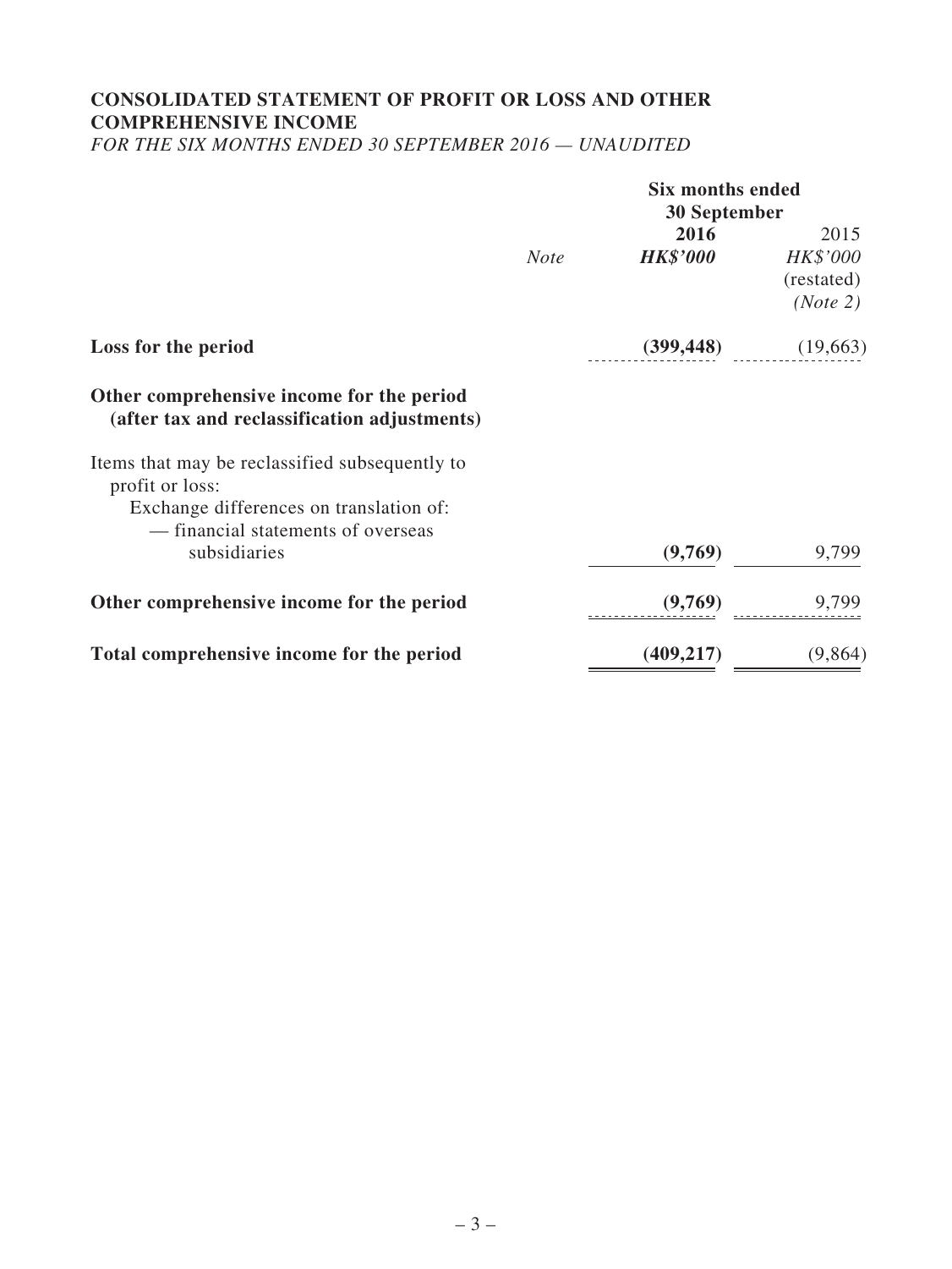# CONSOLIDATED STATEMENT OF PROFIT OR LOSS AND OTHER COMPREHENSIVE INCOME

*FOR THE SIX MONTHS ENDED 30 SEPTEMBER 2016 — UNAUDITED*

| | | Six months ended 30 September | |
|---|---|---|---|
| | *Note* | **2016** | 2015 |
| | | ***HK$'000*** | *HK$'000* |
| | | | (restated) |
| | | | *(Note 2)* |
| **Loss for the period** | | **(399,448)** | (19,663) |
| **Other comprehensive income for the period (after tax and reclassification adjustments)** | | | |
| Items that may be reclassified subsequently to profit or loss: | | | |
| Exchange differences on translation of: | | | |
| — financial statements of overseas subsidiaries | | **(9,769)** | 9,799 |
| **Other comprehensive income for the period** | | **(9,769)** | 9,799 |
| **Total comprehensive income for the period** | | **(409,217)** | (9,864) |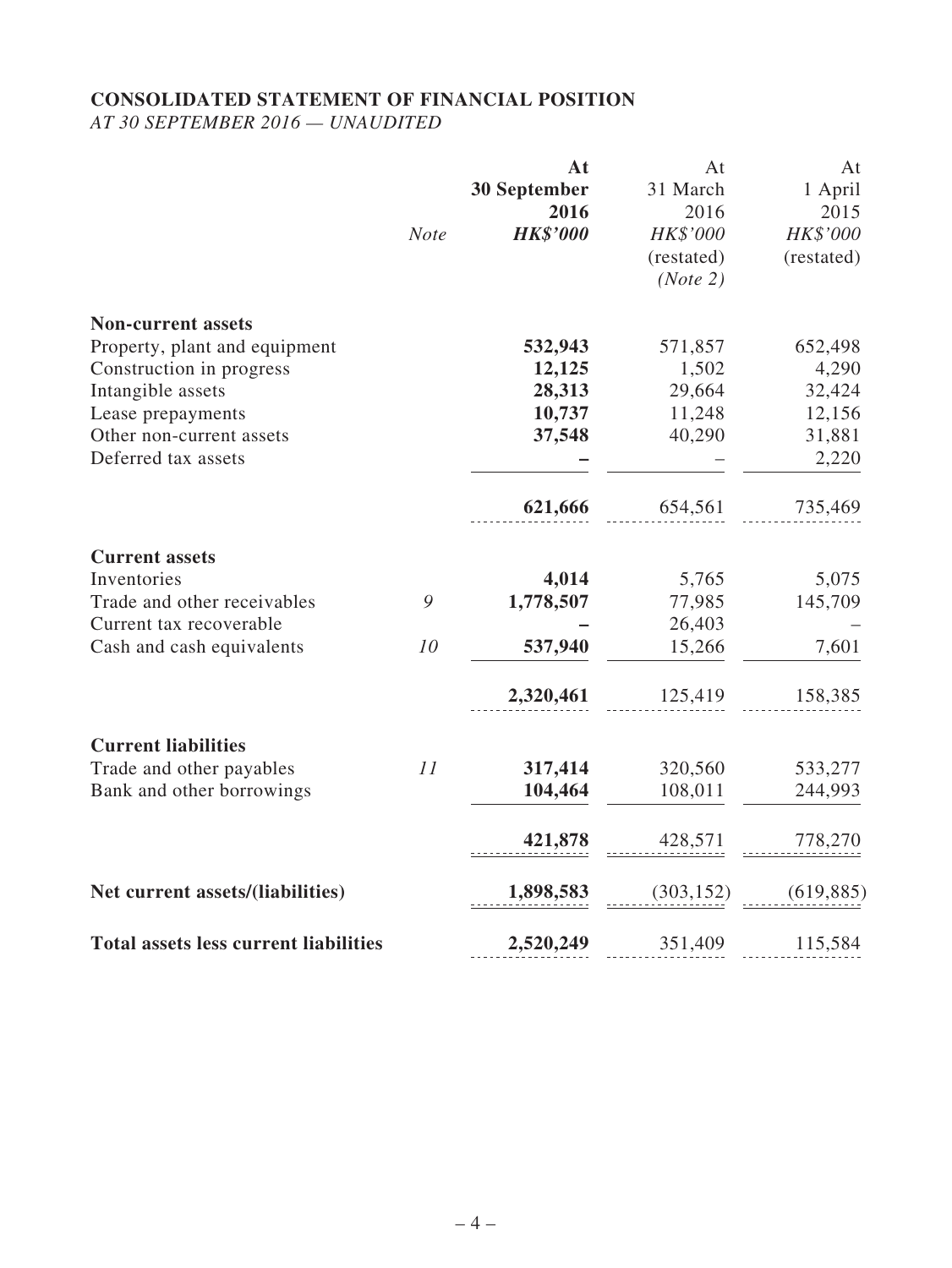## CONSOLIDATED STATEMENT OF FINANCIAL POSITION

*AT 30 SEPTEMBER 2016 — UNAUDITED*

| | *Note* | **At 30 September 2016** ***HK$'000*** | At 31 March 2016 *HK$'000* (restated) *(Note 2)* | At 1 April 2015 *HK$'000* (restated) |
|---|---|---|---|---|
| **Non-current assets** | | | | |
| Property, plant and equipment | | **532,943** | 571,857 | 652,498 |
| Construction in progress | | **12,125** | 1,502 | 4,290 |
| Intangible assets | | **28,313** | 29,664 | 32,424 |
| Lease prepayments | | **10,737** | 11,248 | 12,156 |
| Other non-current assets | | **37,548** | 40,290 | 31,881 |
| Deferred tax assets | | **–** | – | 2,220 |
| | | **621,666** | 654,561 | 735,469 |
| **Current assets** | | | | |
| Inventories | | **4,014** | 5,765 | 5,075 |
| Trade and other receivables | 9 | **1,778,507** | 77,985 | 145,709 |
| Current tax recoverable | | **–** | 26,403 | – |
| Cash and cash equivalents | 10 | **537,940** | 15,266 | 7,601 |
| | | **2,320,461** | 125,419 | 158,385 |
| **Current liabilities** | | | | |
| Trade and other payables | 11 | **317,414** | 320,560 | 533,277 |
| Bank and other borrowings | | **104,464** | 108,011 | 244,993 |
| | | **421,878** | 428,571 | 778,270 |
| **Net current assets/(liabilities)** | | **1,898,583** | (303,152) | (619,885) |
| **Total assets less current liabilities** | | **2,520,249** | 351,409 | 115,584 |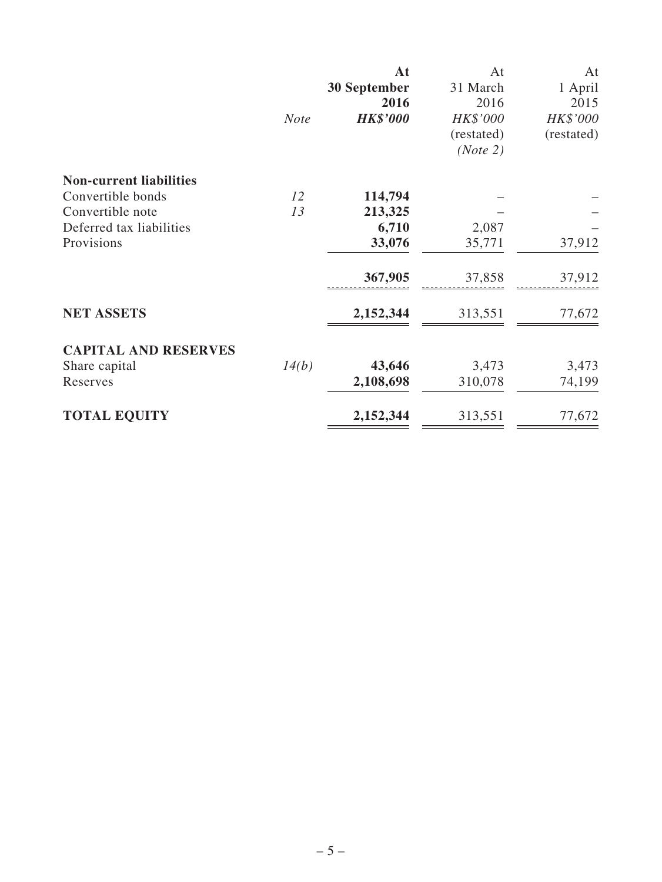| | Note | At 30 September 2016 HK$'000 | At 31 March 2016 HK$'000 (restated) (Note 2) | At 1 April 2015 HK$'000 (restated) |
|---|---|---|---|---|
| **Non-current liabilities** | | | | |
| Convertible bonds | 12 | **114,794** | – | – |
| Convertible note | 13 | **213,325** | – | – |
| Deferred tax liabilities | | **6,710** | 2,087 | – |
| Provisions | | **33,076** | 35,771 | 37,912 |
| | | **367,905** | 37,858 | 37,912 |
| **NET ASSETS** | | **2,152,344** | 313,551 | 77,672 |
| **CAPITAL AND RESERVES** | | | | |
| Share capital | 14(b) | **43,646** | 3,473 | 3,473 |
| Reserves | | **2,108,698** | 310,078 | 74,199 |
| **TOTAL EQUITY** | | **2,152,344** | 313,551 | 77,672 |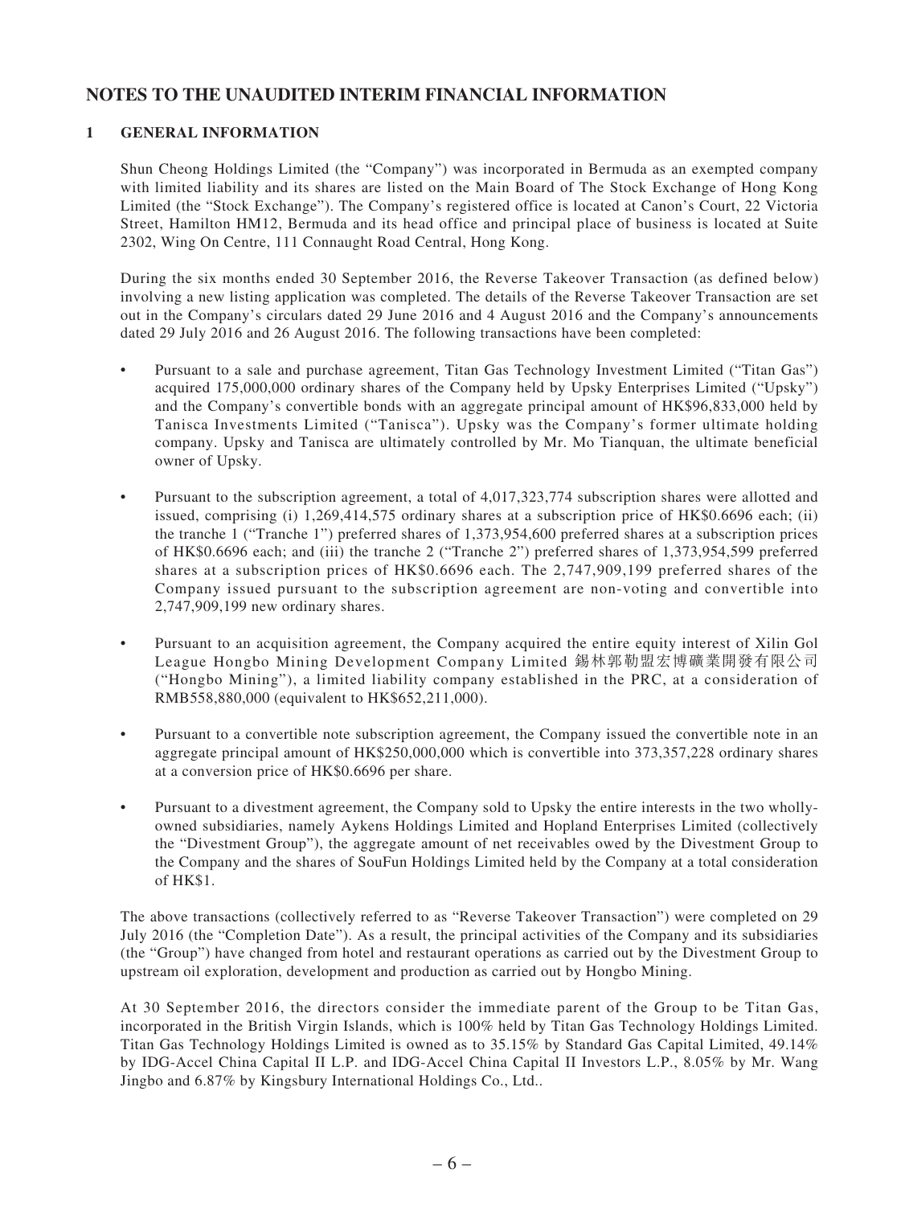# NOTES TO THE UNAUDITED INTERIM FINANCIAL INFORMATION

## 1 GENERAL INFORMATION

Shun Cheong Holdings Limited (the "Company") was incorporated in Bermuda as an exempted company with limited liability and its shares are listed on the Main Board of The Stock Exchange of Hong Kong Limited (the "Stock Exchange"). The Company's registered office is located at Canon's Court, 22 Victoria Street, Hamilton HM12, Bermuda and its head office and principal place of business is located at Suite 2302, Wing On Centre, 111 Connaught Road Central, Hong Kong.

During the six months ended 30 September 2016, the Reverse Takeover Transaction (as defined below) involving a new listing application was completed. The details of the Reverse Takeover Transaction are set out in the Company's circulars dated 29 June 2016 and 4 August 2016 and the Company's announcements dated 29 July 2016 and 26 August 2016. The following transactions have been completed:

- Pursuant to a sale and purchase agreement, Titan Gas Technology Investment Limited ("Titan Gas") acquired 175,000,000 ordinary shares of the Company held by Upsky Enterprises Limited ("Upsky") and the Company's convertible bonds with an aggregate principal amount of HK$96,833,000 held by Tanisca Investments Limited ("Tanisca"). Upsky was the Company's former ultimate holding company. Upsky and Tanisca are ultimately controlled by Mr. Mo Tianquan, the ultimate beneficial owner of Upsky.

- Pursuant to the subscription agreement, a total of 4,017,323,774 subscription shares were allotted and issued, comprising (i) 1,269,414,575 ordinary shares at a subscription price of HK$0.6696 each; (ii) the tranche 1 ("Tranche 1") preferred shares of 1,373,954,600 preferred shares at a subscription prices of HK$0.6696 each; and (iii) the tranche 2 ("Tranche 2") preferred shares of 1,373,954,599 preferred shares at a subscription prices of HK$0.6696 each. The 2,747,909,199 preferred shares of the Company issued pursuant to the subscription agreement are non-voting and convertible into 2,747,909,199 new ordinary shares.

- Pursuant to an acquisition agreement, the Company acquired the entire equity interest of Xilin Gol League Hongbo Mining Development Company Limited 錫林郭勒盟宏博礦業開發有限公司 ("Hongbo Mining"), a limited liability company established in the PRC, at a consideration of RMB558,880,000 (equivalent to HK$652,211,000).

- Pursuant to a convertible note subscription agreement, the Company issued the convertible note in an aggregate principal amount of HK$250,000,000 which is convertible into 373,357,228 ordinary shares at a conversion price of HK$0.6696 per share.

- Pursuant to a divestment agreement, the Company sold to Upsky the entire interests in the two wholly-owned subsidiaries, namely Aykens Holdings Limited and Hopland Enterprises Limited (collectively the "Divestment Group"), the aggregate amount of net receivables owed by the Divestment Group to the Company and the shares of SouFun Holdings Limited held by the Company at a total consideration of HK$1.

The above transactions (collectively referred to as "Reverse Takeover Transaction") were completed on 29 July 2016 (the "Completion Date"). As a result, the principal activities of the Company and its subsidiaries (the "Group") have changed from hotel and restaurant operations as carried out by the Divestment Group to upstream oil exploration, development and production as carried out by Hongbo Mining.

At 30 September 2016, the directors consider the immediate parent of the Group to be Titan Gas, incorporated in the British Virgin Islands, which is 100% held by Titan Gas Technology Holdings Limited. Titan Gas Technology Holdings Limited is owned as to 35.15% by Standard Gas Capital Limited, 49.14% by IDG-Accel China Capital II L.P. and IDG-Accel China Capital II Investors L.P., 8.05% by Mr. Wang Jingbo and 6.87% by Kingsbury International Holdings Co., Ltd..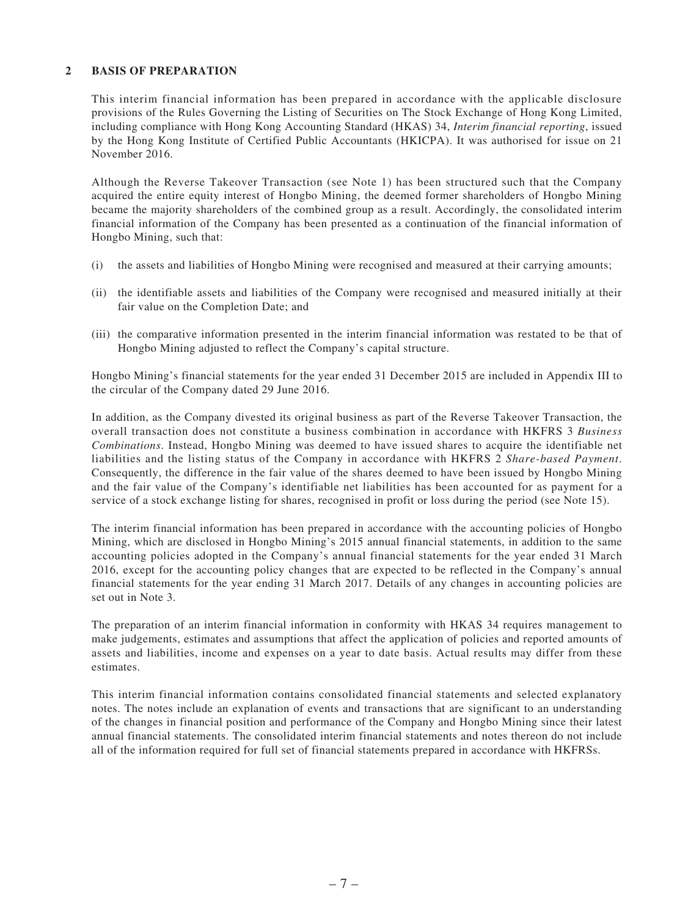## 2 BASIS OF PREPARATION

This interim financial information has been prepared in accordance with the applicable disclosure provisions of the Rules Governing the Listing of Securities on The Stock Exchange of Hong Kong Limited, including compliance with Hong Kong Accounting Standard (HKAS) 34, *Interim financial reporting*, issued by the Hong Kong Institute of Certified Public Accountants (HKICPA). It was authorised for issue on 21 November 2016.

Although the Reverse Takeover Transaction (see Note 1) has been structured such that the Company acquired the entire equity interest of Hongbo Mining, the deemed former shareholders of Hongbo Mining became the majority shareholders of the combined group as a result. Accordingly, the consolidated interim financial information of the Company has been presented as a continuation of the financial information of Hongbo Mining, such that:

(i) the assets and liabilities of Hongbo Mining were recognised and measured at their carrying amounts;

(ii) the identifiable assets and liabilities of the Company were recognised and measured initially at their fair value on the Completion Date; and

(iii) the comparative information presented in the interim financial information was restated to be that of Hongbo Mining adjusted to reflect the Company's capital structure.

Hongbo Mining's financial statements for the year ended 31 December 2015 are included in Appendix III to the circular of the Company dated 29 June 2016.

In addition, as the Company divested its original business as part of the Reverse Takeover Transaction, the overall transaction does not constitute a business combination in accordance with HKFRS 3 *Business Combinations*. Instead, Hongbo Mining was deemed to have issued shares to acquire the identifiable net liabilities and the listing status of the Company in accordance with HKFRS 2 *Share-based Payment*. Consequently, the difference in the fair value of the shares deemed to have been issued by Hongbo Mining and the fair value of the Company's identifiable net liabilities has been accounted for as payment for a service of a stock exchange listing for shares, recognised in profit or loss during the period (see Note 15).

The interim financial information has been prepared in accordance with the accounting policies of Hongbo Mining, which are disclosed in Hongbo Mining's 2015 annual financial statements, in addition to the same accounting policies adopted in the Company's annual financial statements for the year ended 31 March 2016, except for the accounting policy changes that are expected to be reflected in the Company's annual financial statements for the year ending 31 March 2017. Details of any changes in accounting policies are set out in Note 3.

The preparation of an interim financial information in conformity with HKAS 34 requires management to make judgements, estimates and assumptions that affect the application of policies and reported amounts of assets and liabilities, income and expenses on a year to date basis. Actual results may differ from these estimates.

This interim financial information contains consolidated financial statements and selected explanatory notes. The notes include an explanation of events and transactions that are significant to an understanding of the changes in financial position and performance of the Company and Hongbo Mining since their latest annual financial statements. The consolidated interim financial statements and notes thereon do not include all of the information required for full set of financial statements prepared in accordance with HKFRSs.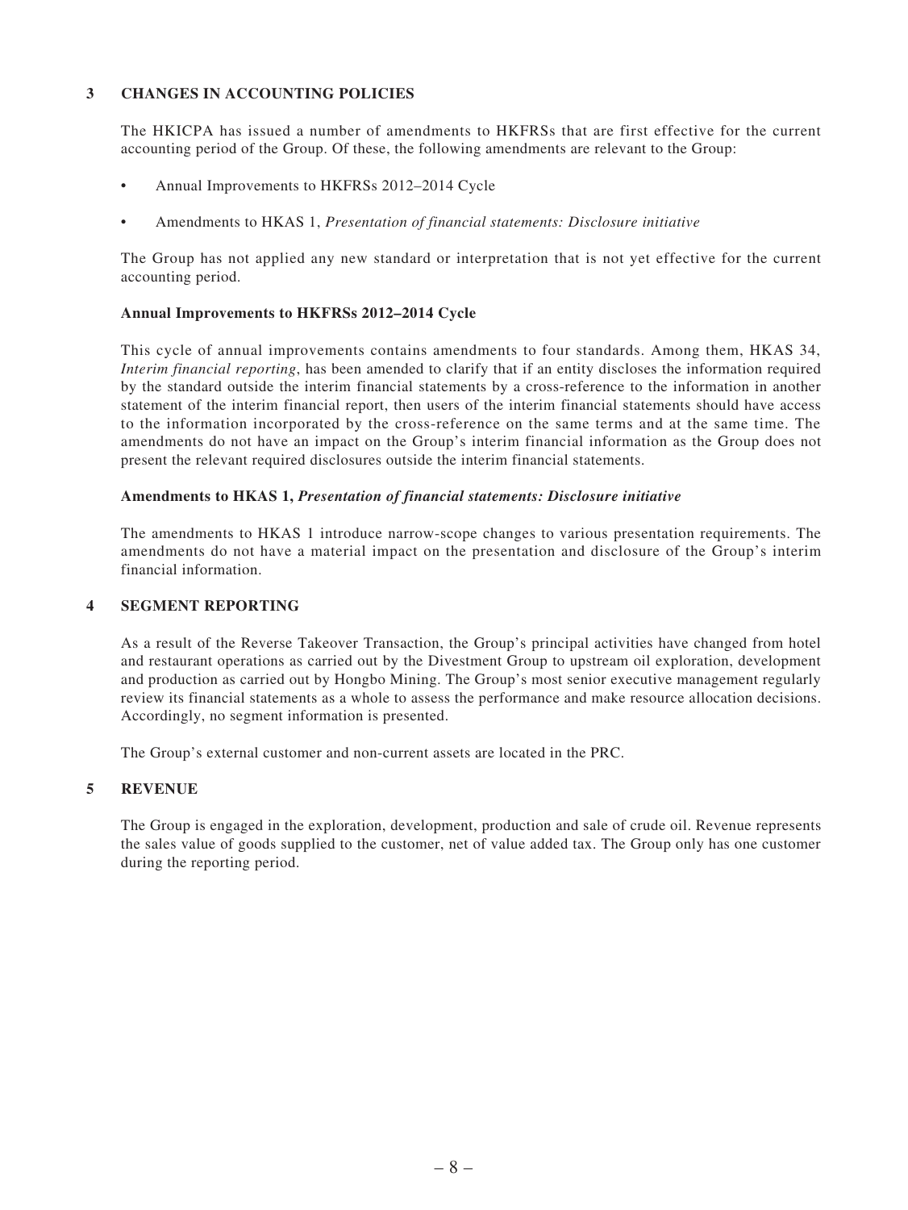## 3 CHANGES IN ACCOUNTING POLICIES

The HKICPA has issued a number of amendments to HKFRSs that are first effective for the current accounting period of the Group. Of these, the following amendments are relevant to the Group:

- Annual Improvements to HKFRSs 2012–2014 Cycle
- Amendments to HKAS 1, *Presentation of financial statements: Disclosure initiative*

The Group has not applied any new standard or interpretation that is not yet effective for the current accounting period.

### Annual Improvements to HKFRSs 2012–2014 Cycle

This cycle of annual improvements contains amendments to four standards. Among them, HKAS 34, *Interim financial reporting*, has been amended to clarify that if an entity discloses the information required by the standard outside the interim financial statements by a cross-reference to the information in another statement of the interim financial report, then users of the interim financial statements should have access to the information incorporated by the cross-reference on the same terms and at the same time. The amendments do not have an impact on the Group's interim financial information as the Group does not present the relevant required disclosures outside the interim financial statements.

### Amendments to HKAS 1, *Presentation of financial statements: Disclosure initiative*

The amendments to HKAS 1 introduce narrow-scope changes to various presentation requirements. The amendments do not have a material impact on the presentation and disclosure of the Group's interim financial information.

## 4 SEGMENT REPORTING

As a result of the Reverse Takeover Transaction, the Group's principal activities have changed from hotel and restaurant operations as carried out by the Divestment Group to upstream oil exploration, development and production as carried out by Hongbo Mining. The Group's most senior executive management regularly review its financial statements as a whole to assess the performance and make resource allocation decisions. Accordingly, no segment information is presented.

The Group's external customer and non-current assets are located in the PRC.

## 5 REVENUE

The Group is engaged in the exploration, development, production and sale of crude oil. Revenue represents the sales value of goods supplied to the customer, net of value added tax. The Group only has one customer during the reporting period.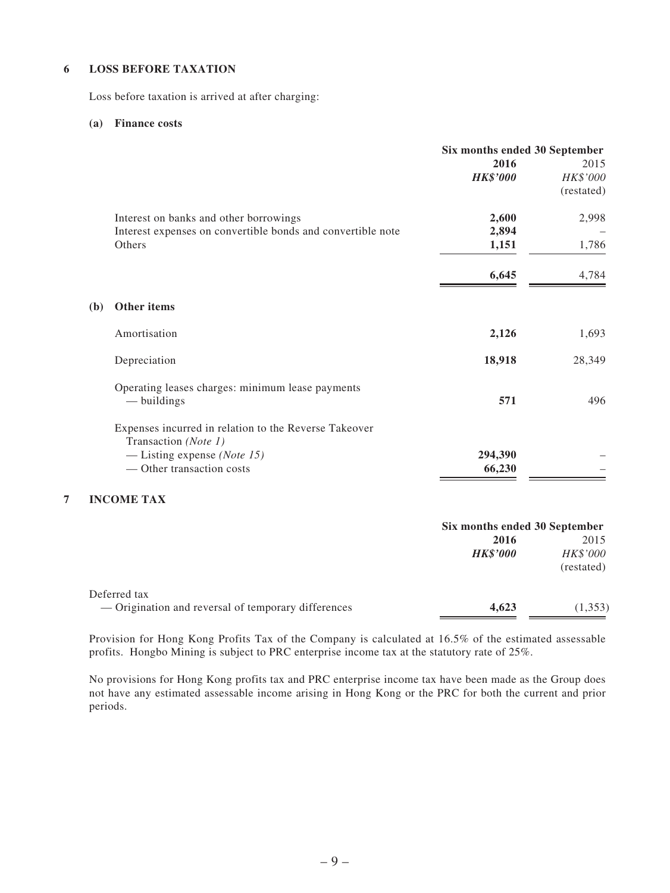## 6 LOSS BEFORE TAXATION

Loss before taxation is arrived at after charging:

### (a) Finance costs

| | Six months ended 30 September | |
|---|---|---|
| | **2016** | 2015 |
| | ***HK$'000*** | *HK$'000* |
| | | (restated) |
| Interest on banks and other borrowings | **2,600** | 2,998 |
| Interest expenses on convertible bonds and convertible note | **2,894** | – |
| Others | **1,151** | 1,786 |
| | **6,645** | 4,784 |

### (b) Other items

| | **2016** | 2015 |
|---|---|---|
| Amortisation | **2,126** | 1,693 |
| Depreciation | **18,918** | 28,349 |
| Operating leases charges: minimum lease payments — buildings | **571** | 496 |
| Expenses incurred in relation to the Reverse Takeover Transaction *(Note 1)* | | |
| — Listing expense *(Note 15)* | **294,390** | – |
| — Other transaction costs | **66,230** | – |

## 7 INCOME TAX

| | Six months ended 30 September | |
|---|---|---|
| | **2016** | 2015 |
| | ***HK$'000*** | *HK$'000* |
| | | (restated) |
| Deferred tax | | |
| — Origination and reversal of temporary differences | **4,623** | (1,353) |

Provision for Hong Kong Profits Tax of the Company is calculated at 16.5% of the estimated assessable profits. Hongbo Mining is subject to PRC enterprise income tax at the statutory rate of 25%.

No provisions for Hong Kong profits tax and PRC enterprise income tax have been made as the Group does not have any estimated assessable income arising in Hong Kong or the PRC for both the current and prior periods.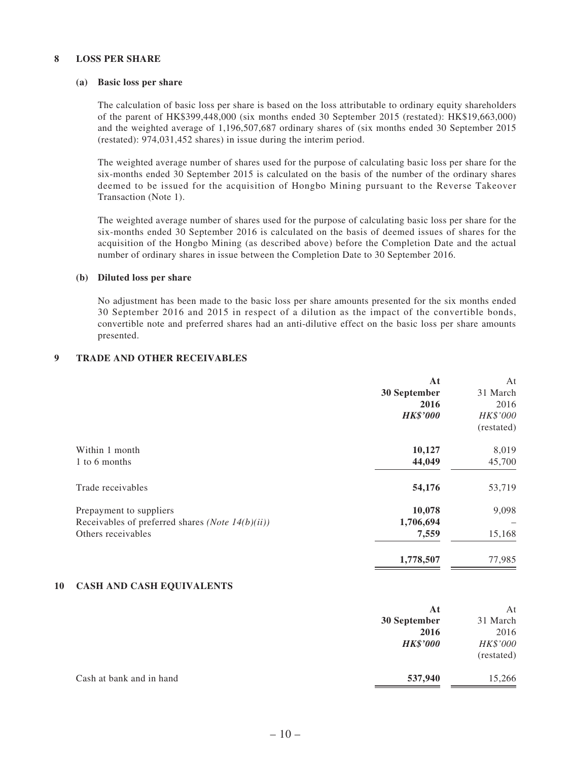## 8 LOSS PER SHARE

### (a) Basic loss per share

The calculation of basic loss per share is based on the loss attributable to ordinary equity shareholders of the parent of HK$399,448,000 (six months ended 30 September 2015 (restated): HK$19,663,000) and the weighted average of 1,196,507,687 ordinary shares of (six months ended 30 September 2015 (restated): 974,031,452 shares) in issue during the interim period.

The weighted average number of shares used for the purpose of calculating basic loss per share for the six-months ended 30 September 2015 is calculated on the basis of the number of the ordinary shares deemed to be issued for the acquisition of Hongbo Mining pursuant to the Reverse Takeover Transaction (Note 1).

The weighted average number of shares used for the purpose of calculating basic loss per share for the six-months ended 30 September 2016 is calculated on the basis of deemed issues of shares for the acquisition of the Hongbo Mining (as described above) before the Completion Date and the actual number of ordinary shares in issue between the Completion Date to 30 September 2016.

### (b) Diluted loss per share

No adjustment has been made to the basic loss per share amounts presented for the six months ended 30 September 2016 and 2015 in respect of a dilution as the impact of the convertible bonds, convertible note and preferred shares had an anti-dilutive effect on the basic loss per share amounts presented.

## 9 TRADE AND OTHER RECEIVABLES

| | **At 30 September 2016** | At 31 March 2016 |
|---|---|---|
| | ***HK$'000*** | *HK$'000* (restated) |
| Within 1 month | **10,127** | 8,019 |
| 1 to 6 months | **44,049** | 45,700 |
| Trade receivables | **54,176** | 53,719 |
| Prepayment to suppliers | **10,078** | 9,098 |
| Receivables of preferred shares *(Note 14(b)(ii))* | **1,706,694** | – |
| Others receivables | **7,559** | 15,168 |
| | **1,778,507** | 77,985 |

## 10 CASH AND CASH EQUIVALENTS

| | **At 30 September 2016** | At 31 March 2016 |
|---|---|---|
| | ***HK$'000*** | *HK$'000* (restated) |
| Cash at bank and in hand | **537,940** | 15,266 |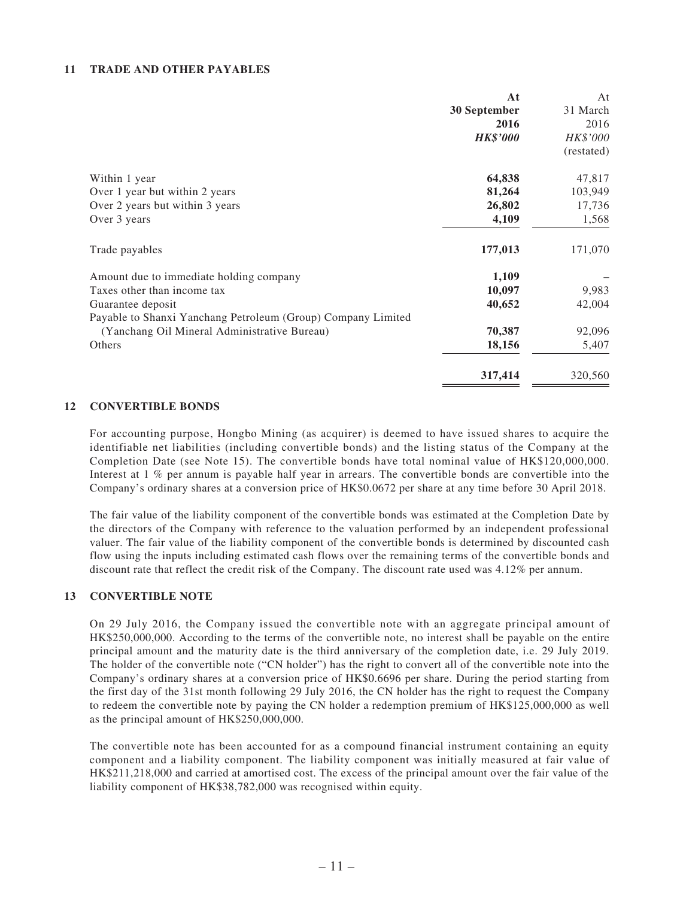## 11 TRADE AND OTHER PAYABLES

| | At 30 September 2016 HK$'000 | At 31 March 2016 HK$'000 (restated) |
|---|---|---|
| Within 1 year | **64,838** | 47,817 |
| Over 1 year but within 2 years | **81,264** | 103,949 |
| Over 2 years but within 3 years | **26,802** | 17,736 |
| Over 3 years | **4,109** | 1,568 |
| Trade payables | **177,013** | 171,070 |
| Amount due to immediate holding company | **1,109** | – |
| Taxes other than income tax | **10,097** | 9,983 |
| Guarantee deposit | **40,652** | 42,004 |
| Payable to Shanxi Yanchang Petroleum (Group) Company Limited (Yanchang Oil Mineral Administrative Bureau) | **70,387** | 92,096 |
| Others | **18,156** | 5,407 |
| | **317,414** | 320,560 |

## 12 CONVERTIBLE BONDS

For accounting purpose, Hongbo Mining (as acquirer) is deemed to have issued shares to acquire the identifiable net liabilities (including convertible bonds) and the listing status of the Company at the Completion Date (see Note 15). The convertible bonds have total nominal value of HK$120,000,000. Interest at 1 % per annum is payable half year in arrears. The convertible bonds are convertible into the Company's ordinary shares at a conversion price of HK$0.0672 per share at any time before 30 April 2018.

The fair value of the liability component of the convertible bonds was estimated at the Completion Date by the directors of the Company with reference to the valuation performed by an independent professional valuer. The fair value of the liability component of the convertible bonds is determined by discounted cash flow using the inputs including estimated cash flows over the remaining terms of the convertible bonds and discount rate that reflect the credit risk of the Company. The discount rate used was 4.12% per annum.

## 13 CONVERTIBLE NOTE

On 29 July 2016, the Company issued the convertible note with an aggregate principal amount of HK$250,000,000. According to the terms of the convertible note, no interest shall be payable on the entire principal amount and the maturity date is the third anniversary of the completion date, i.e. 29 July 2019. The holder of the convertible note ("CN holder") has the right to convert all of the convertible note into the Company's ordinary shares at a conversion price of HK$0.6696 per share. During the period starting from the first day of the 31st month following 29 July 2016, the CN holder has the right to request the Company to redeem the convertible note by paying the CN holder a redemption premium of HK$125,000,000 as well as the principal amount of HK$250,000,000.

The convertible note has been accounted for as a compound financial instrument containing an equity component and a liability component. The liability component was initially measured at fair value of HK$211,218,000 and carried at amortised cost. The excess of the principal amount over the fair value of the liability component of HK$38,782,000 was recognised within equity.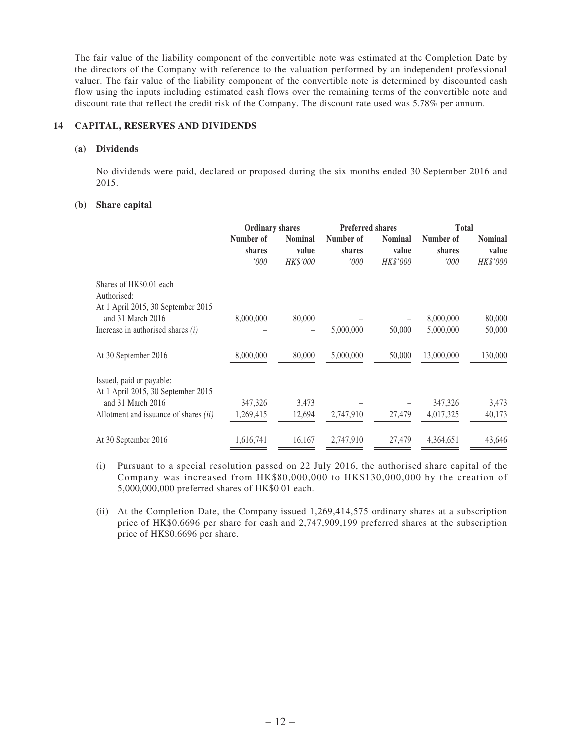The fair value of the liability component of the convertible note was estimated at the Completion Date by the directors of the Company with reference to the valuation performed by an independent professional valuer. The fair value of the liability component of the convertible note is determined by discounted cash flow using the inputs including estimated cash flows over the remaining terms of the convertible note and discount rate that reflect the credit risk of the Company. The discount rate used was 5.78% per annum.

## 14 CAPITAL, RESERVES AND DIVIDENDS

### (a) Dividends

No dividends were paid, declared or proposed during the six months ended 30 September 2016 and 2015.

### (b) Share capital

| | Ordinary shares | | Preferred shares | | Total | |
|---|---|---|---|---|---|---|
| | Number of shares | Nominal value | Number of shares | Nominal value | Number of shares | Nominal value |
| | *'000* | *HK$'000* | *'000* | *HK$'000* | *'000* | *HK$'000* |
| Shares of HK$0.01 each | | | | | | |
| Authorised: | | | | | | |
| At 1 April 2015, 30 September 2015 and 31 March 2016 | 8,000,000 | 80,000 | – | – | 8,000,000 | 80,000 |
| Increase in authorised shares *(i)* | – | – | 5,000,000 | 50,000 | 5,000,000 | 50,000 |
| At 30 September 2016 | 8,000,000 | 80,000 | 5,000,000 | 50,000 | 13,000,000 | 130,000 |
| Issued, paid or payable: | | | | | | |
| At 1 April 2015, 30 September 2015 and 31 March 2016 | 347,326 | 3,473 | – | – | 347,326 | 3,473 |
| Allotment and issuance of shares *(ii)* | 1,269,415 | 12,694 | 2,747,910 | 27,479 | 4,017,325 | 40,173 |
| At 30 September 2016 | 1,616,741 | 16,167 | 2,747,910 | 27,479 | 4,364,651 | 43,646 |

(i) Pursuant to a special resolution passed on 22 July 2016, the authorised share capital of the Company was increased from HK$80,000,000 to HK$130,000,000 by the creation of 5,000,000,000 preferred shares of HK$0.01 each.

(ii) At the Completion Date, the Company issued 1,269,414,575 ordinary shares at a subscription price of HK$0.6696 per share for cash and 2,747,909,199 preferred shares at the subscription price of HK$0.6696 per share.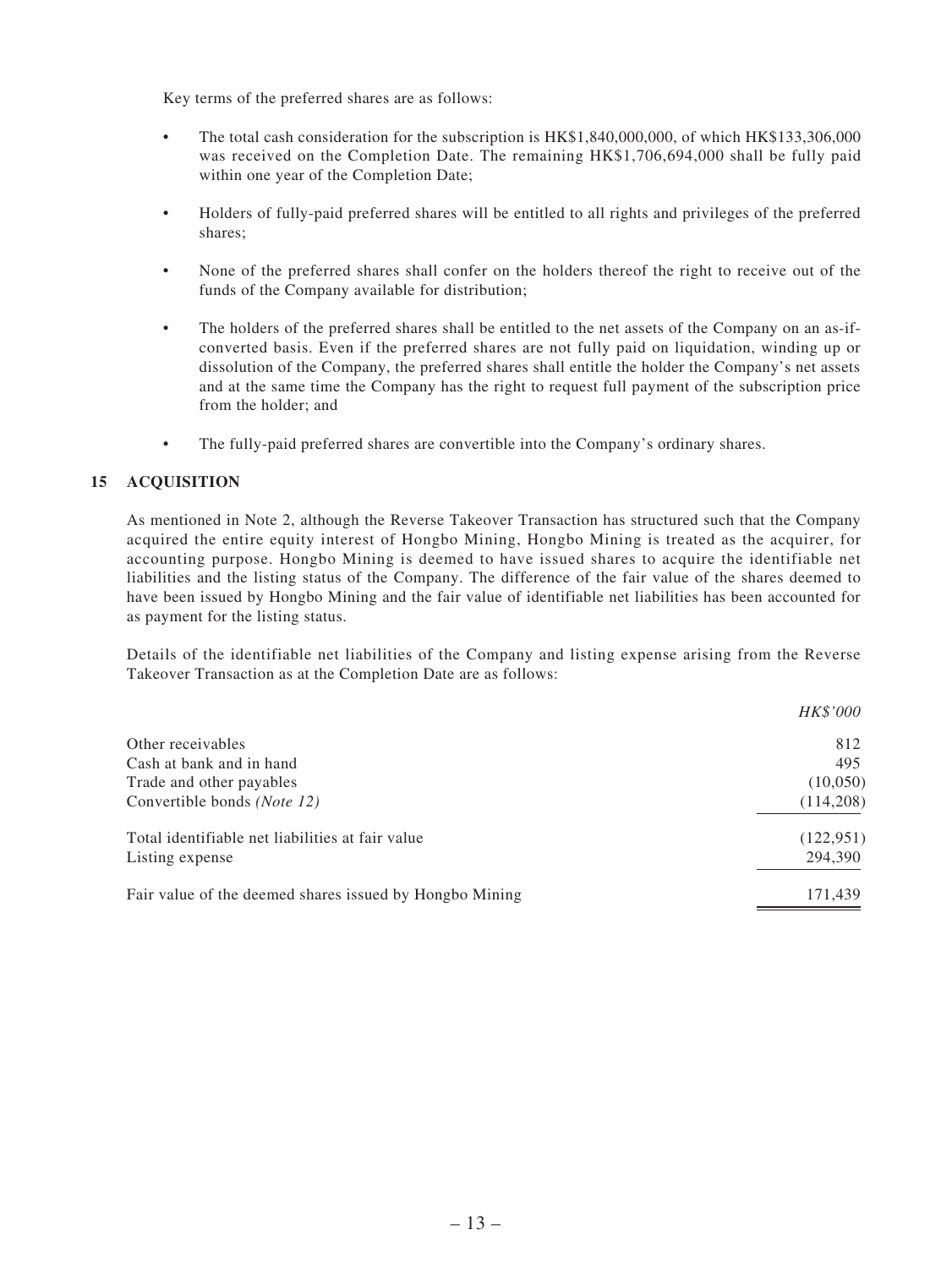Key terms of the preferred shares are as follows:

- The total cash consideration for the subscription is HK$1,840,000,000, of which HK$133,306,000 was received on the Completion Date. The remaining HK$1,706,694,000 shall be fully paid within one year of the Completion Date;
- Holders of fully-paid preferred shares will be entitled to all rights and privileges of the preferred shares;
- None of the preferred shares shall confer on the holders thereof the right to receive out of the funds of the Company available for distribution;
- The holders of the preferred shares shall be entitled to the net assets of the Company on an as-if-converted basis. Even if the preferred shares are not fully paid on liquidation, winding up or dissolution of the Company, the preferred shares shall entitle the holder the Company's net assets and at the same time the Company has the right to request full payment of the subscription price from the holder; and
- The fully-paid preferred shares are convertible into the Company's ordinary shares.

## 15 ACQUISITION

As mentioned in Note 2, although the Reverse Takeover Transaction has structured such that the Company acquired the entire equity interest of Hongbo Mining, Hongbo Mining is treated as the acquirer, for accounting purpose. Hongbo Mining is deemed to have issued shares to acquire the identifiable net liabilities and the listing status of the Company. The difference of the fair value of the shares deemed to have been issued by Hongbo Mining and the fair value of identifiable net liabilities has been accounted for as payment for the listing status.

Details of the identifiable net liabilities of the Company and listing expense arising from the Reverse Takeover Transaction as at the Completion Date are as follows:

| | *HK$'000* |
|---|---|
| Other receivables | 812 |
| Cash at bank and in hand | 495 |
| Trade and other payables | (10,050) |
| Convertible bonds *(Note 12)* | (114,208) |
| Total identifiable net liabilities at fair value | (122,951) |
| Listing expense | 294,390 |
| Fair value of the deemed shares issued by Hongbo Mining | 171,439 |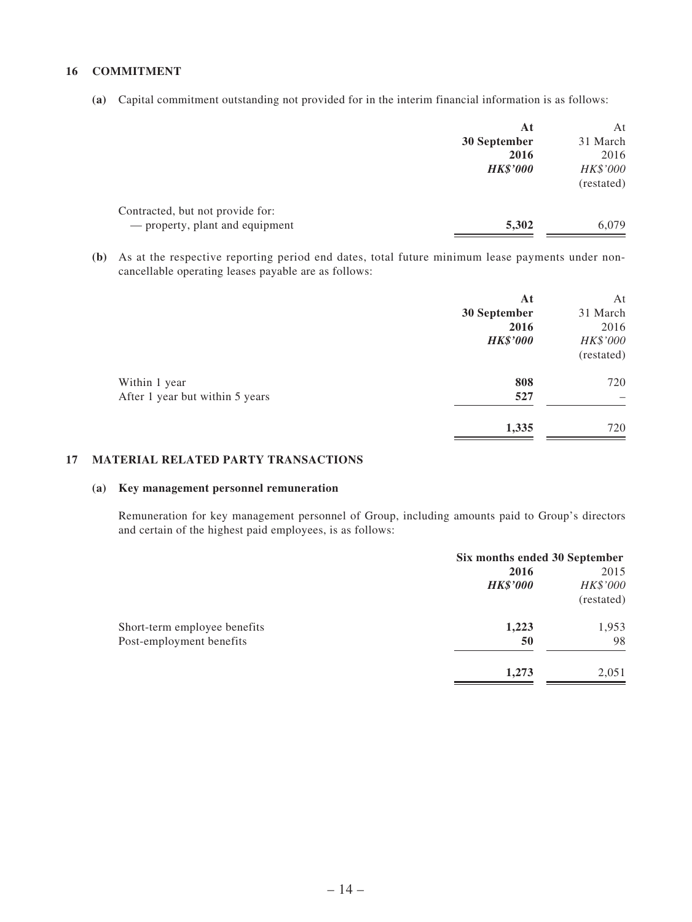## 16 COMMITMENT

**(a)** Capital commitment outstanding not provided for in the interim financial information is as follows:

| | **At 30 September 2016** | At 31 March 2016 |
|---|---|---|
| | ***HK$'000*** | *HK$'000* (restated) |
| Contracted, but not provide for: | | |
| — property, plant and equipment | **5,302** | 6,079 |

**(b)** As at the respective reporting period end dates, total future minimum lease payments under non-cancellable operating leases payable are as follows:

| | **At 30 September 2016** | At 31 March 2016 |
|---|---|---|
| | ***HK$'000*** | *HK$'000* (restated) |
| Within 1 year | **808** | 720 |
| After 1 year but within 5 years | **527** | – |
| | **1,335** | 720 |

## 17 MATERIAL RELATED PARTY TRANSACTIONS

### (a) Key management personnel remuneration

Remuneration for key management personnel of Group, including amounts paid to Group's directors and certain of the highest paid employees, is as follows:

| | **Six months ended 30 September** | |
|---|---|---|
| | **2016** | 2015 |
| | ***HK$'000*** | *HK$'000* (restated) |
| Short-term employee benefits | **1,223** | 1,953 |
| Post-employment benefits | **50** | 98 |
| | **1,273** | 2,051 |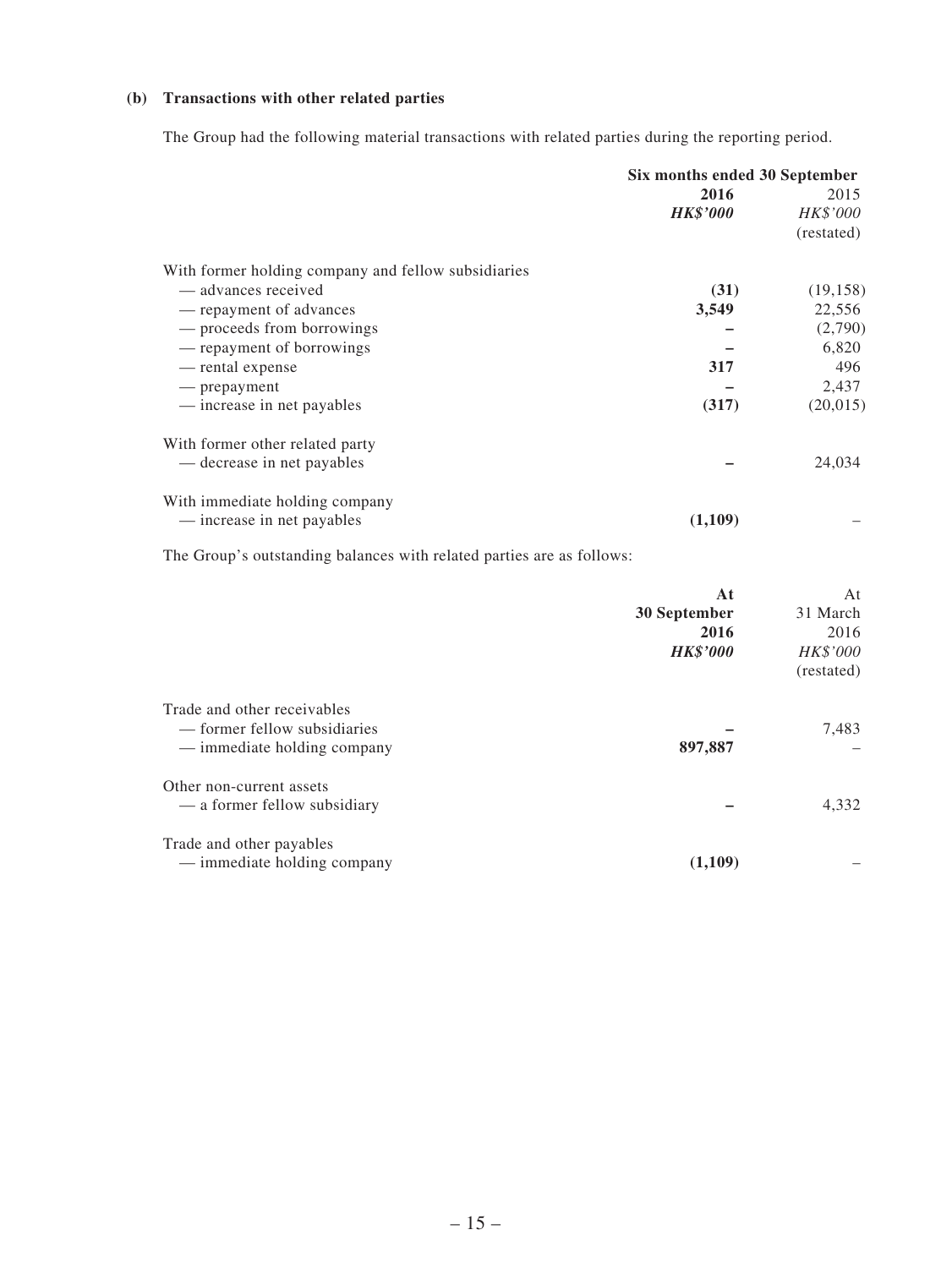**(b) Transactions with other related parties**

The Group had the following material transactions with related parties during the reporting period.

| | Six months ended 30 September | |
|---|---|---|
| | **2016** | 2015 |
| | ***HK$'000*** | *HK$'000* |
| | | (restated) |
| With former holding company and fellow subsidiaries | | |
| — advances received | **(31)** | (19,158) |
| — repayment of advances | **3,549** | 22,556 |
| — proceeds from borrowings | **–** | (2,790) |
| — repayment of borrowings | **–** | 6,820 |
| — rental expense | **317** | 496 |
| — prepayment | **–** | 2,437 |
| — increase in net payables | **(317)** | (20,015) |
| With former other related party | | |
| — decrease in net payables | **–** | 24,034 |
| With immediate holding company | | |
| — increase in net payables | **(1,109)** | – |

The Group's outstanding balances with related parties are as follows:

| | **At 30 September 2016** | At 31 March 2016 |
|---|---|---|
| | ***HK$'000*** | *HK$'000* |
| | | (restated) |
| Trade and other receivables | | |
| — former fellow subsidiaries | **–** | 7,483 |
| — immediate holding company | **897,887** | – |
| Other non-current assets | | |
| — a former fellow subsidiary | **–** | 4,332 |
| Trade and other payables | | |
| — immediate holding company | **(1,109)** | – |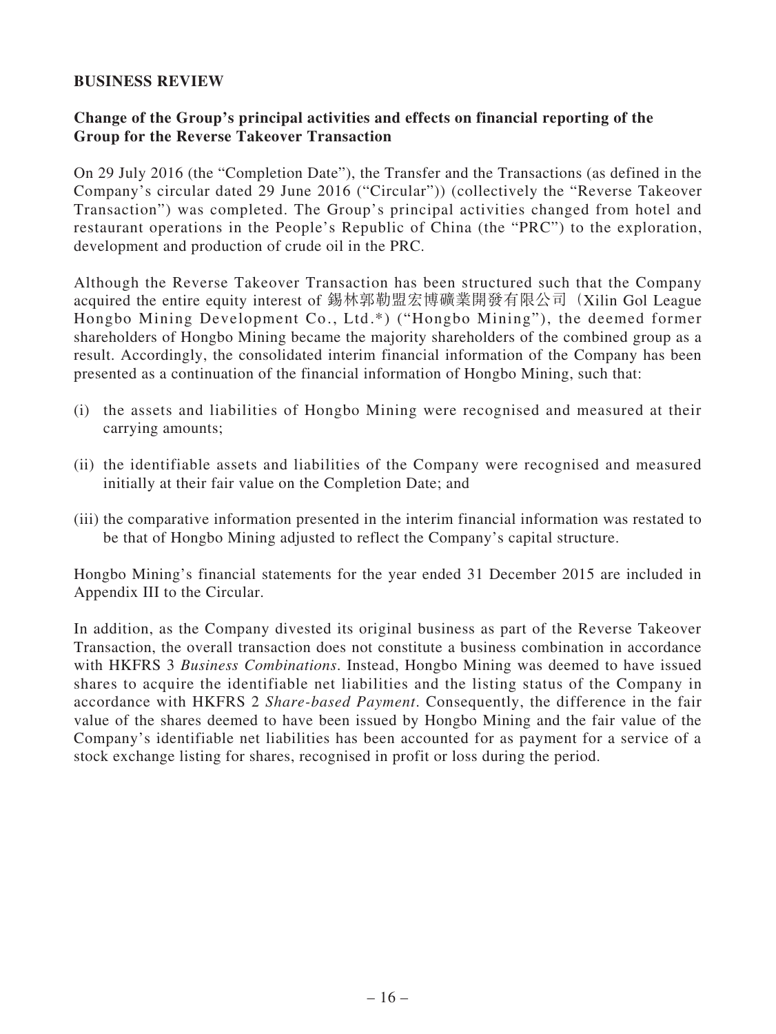## BUSINESS REVIEW

### Change of the Group's principal activities and effects on financial reporting of the Group for the Reverse Takeover Transaction

On 29 July 2016 (the "Completion Date"), the Transfer and the Transactions (as defined in the Company's circular dated 29 June 2016 ("Circular")) (collectively the "Reverse Takeover Transaction") was completed. The Group's principal activities changed from hotel and restaurant operations in the People's Republic of China (the "PRC") to the exploration, development and production of crude oil in the PRC.

Although the Reverse Takeover Transaction has been structured such that the Company acquired the entire equity interest of 錫林郭勒盟宏博礦業開發有限公司（Xilin Gol League Hongbo Mining Development Co., Ltd.*) ("Hongbo Mining"), the deemed former shareholders of Hongbo Mining became the majority shareholders of the combined group as a result. Accordingly, the consolidated interim financial information of the Company has been presented as a continuation of the financial information of Hongbo Mining, such that:

(i) the assets and liabilities of Hongbo Mining were recognised and measured at their carrying amounts;

(ii) the identifiable assets and liabilities of the Company were recognised and measured initially at their fair value on the Completion Date; and

(iii) the comparative information presented in the interim financial information was restated to be that of Hongbo Mining adjusted to reflect the Company's capital structure.

Hongbo Mining's financial statements for the year ended 31 December 2015 are included in Appendix III to the Circular.

In addition, as the Company divested its original business as part of the Reverse Takeover Transaction, the overall transaction does not constitute a business combination in accordance with HKFRS 3 *Business Combinations*. Instead, Hongbo Mining was deemed to have issued shares to acquire the identifiable net liabilities and the listing status of the Company in accordance with HKFRS 2 *Share-based Payment*. Consequently, the difference in the fair value of the shares deemed to have been issued by Hongbo Mining and the fair value of the Company's identifiable net liabilities has been accounted for as payment for a service of a stock exchange listing for shares, recognised in profit or loss during the period.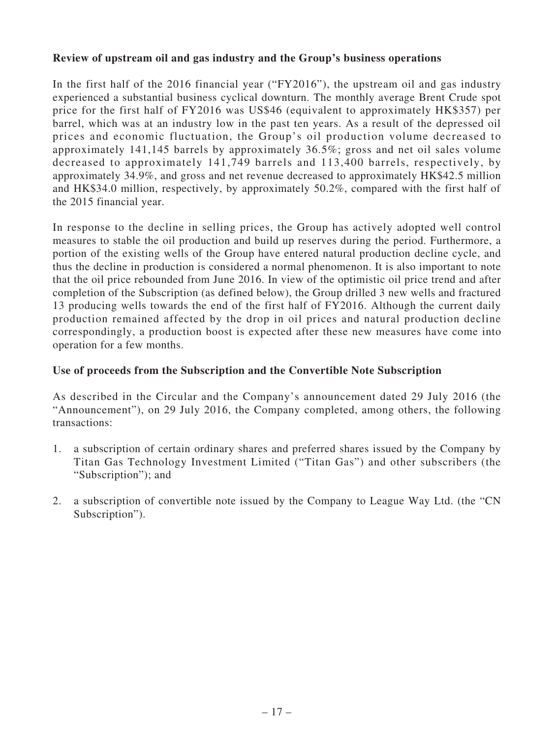**Review of upstream oil and gas industry and the Group's business operations**

In the first half of the 2016 financial year ("FY2016"), the upstream oil and gas industry experienced a substantial business cyclical downturn. The monthly average Brent Crude spot price for the first half of FY2016 was US$46 (equivalent to approximately HK$357) per barrel, which was at an industry low in the past ten years. As a result of the depressed oil prices and economic fluctuation, the Group's oil production volume decreased to approximately 141,145 barrels by approximately 36.5%; gross and net oil sales volume decreased to approximately 141,749 barrels and 113,400 barrels, respectively, by approximately 34.9%, and gross and net revenue decreased to approximately HK$42.5 million and HK$34.0 million, respectively, by approximately 50.2%, compared with the first half of the 2015 financial year.

In response to the decline in selling prices, the Group has actively adopted well control measures to stable the oil production and build up reserves during the period. Furthermore, a portion of the existing wells of the Group have entered natural production decline cycle, and thus the decline in production is considered a normal phenomenon. It is also important to note that the oil price rebounded from June 2016. In view of the optimistic oil price trend and after completion of the Subscription (as defined below), the Group drilled 3 new wells and fractured 13 producing wells towards the end of the first half of FY2016. Although the current daily production remained affected by the drop in oil prices and natural production decline correspondingly, a production boost is expected after these new measures have come into operation for a few months.

**Use of proceeds from the Subscription and the Convertible Note Subscription**

As described in the Circular and the Company's announcement dated 29 July 2016 (the "Announcement"), on 29 July 2016, the Company completed, among others, the following transactions:

1. a subscription of certain ordinary shares and preferred shares issued by the Company by Titan Gas Technology Investment Limited ("Titan Gas") and other subscribers (the "Subscription"); and
2. a subscription of convertible note issued by the Company to League Way Ltd. (the "CN Subscription").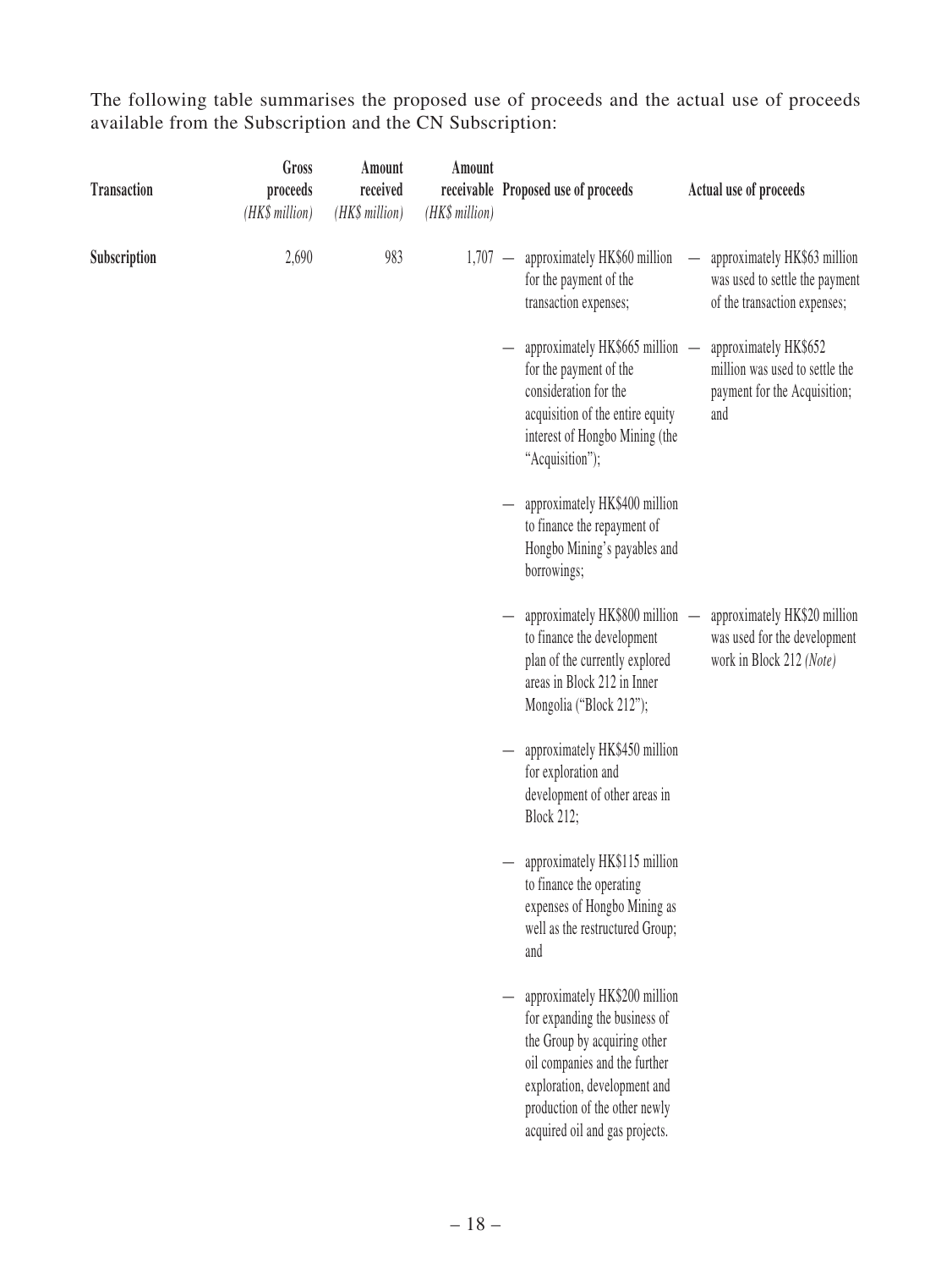The following table summarises the proposed use of proceeds and the actual use of proceeds available from the Subscription and the CN Subscription:

| Transaction | Gross proceeds *(HK$ million)* | Amount received *(HK$ million)* | Amount receivable *(HK$ million)* | Proposed use of proceeds | Actual use of proceeds |
|---|---|---|---|---|---|
| **Subscription** | 2,690 | 983 | 1,707 | — approximately HK$60 million for the payment of the transaction expenses; | — approximately HK$63 million was used to settle the payment of the transaction expenses; |
| | | | | — approximately HK$665 million for the payment of the consideration for the acquisition of the entire equity interest of Hongbo Mining (the "Acquisition"); | — approximately HK$652 million was used to settle the payment for the Acquisition; and |
| | | | | — approximately HK$400 million to finance the repayment of Hongbo Mining's payables and borrowings; | |
| | | | | — approximately HK$800 million to finance the development plan of the currently explored areas in Block 212 in Inner Mongolia ("Block 212"); | — approximately HK$20 million was used for the development work in Block 212 *(Note)* |
| | | | | — approximately HK$450 million for exploration and development of other areas in Block 212; | |
| | | | | — approximately HK$115 million to finance the operating expenses of Hongbo Mining as well as the restructured Group; and | |
| | | | | — approximately HK$200 million for expanding the business of the Group by acquiring other oil companies and the further exploration, development and production of the other newly acquired oil and gas projects. | |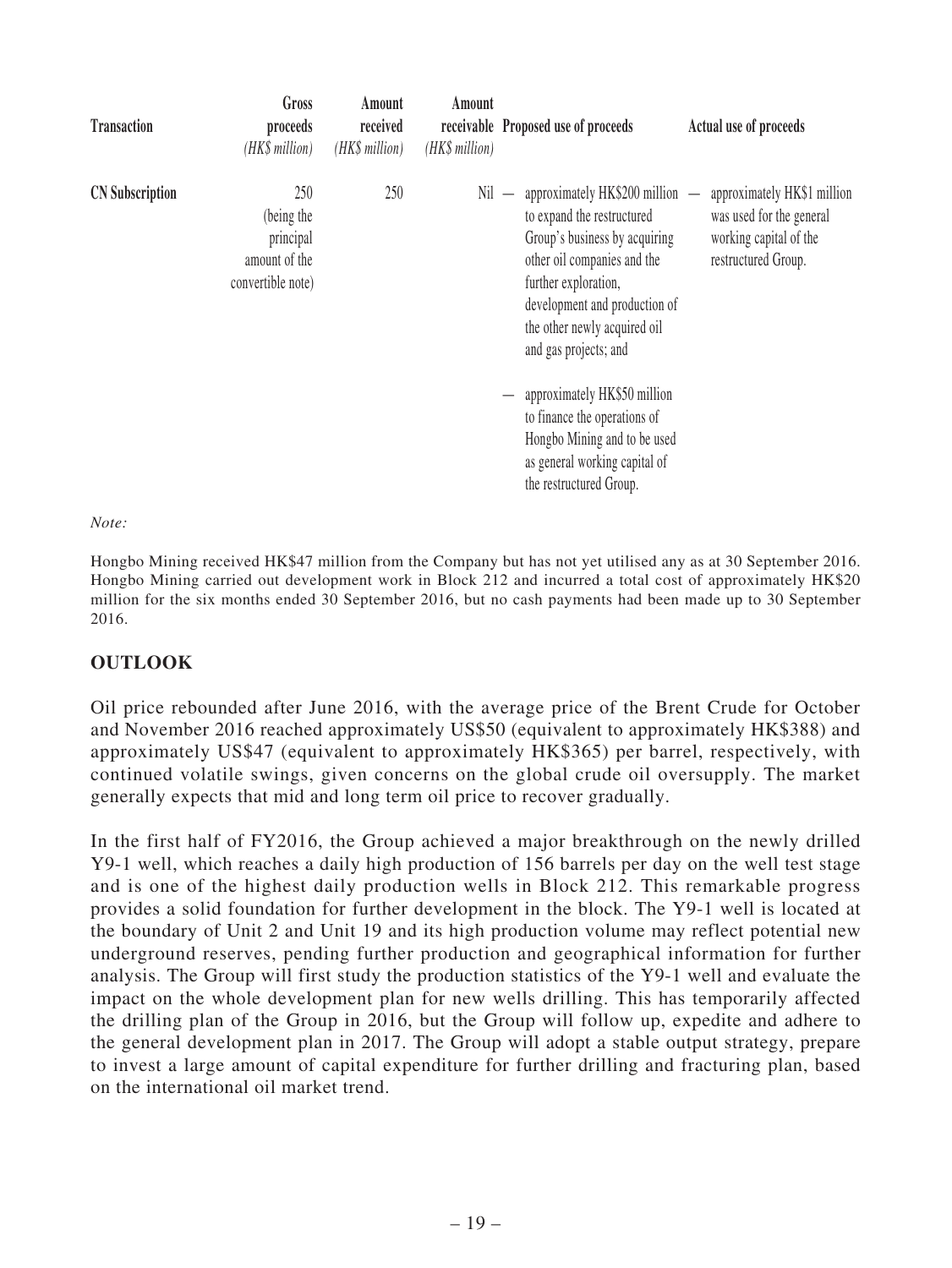| Transaction | Gross proceeds *(HK$ million)* | Amount received *(HK$ million)* | Amount receivable *(HK$ million)* | Proposed use of proceeds | Actual use of proceeds |
|---|---|---|---|---|---|
| **CN Subscription** | 250 (being the principal amount of the convertible note) | 250 | Nil | — approximately HK$200 million to expand the restructured Group's business by acquiring other oil companies and the further exploration, development and production of the other newly acquired oil and gas projects; and<br><br>— approximately HK$50 million to finance the operations of Hongbo Mining and to be used as general working capital of the restructured Group. | — approximately HK$1 million was used for the general working capital of the restructured Group. |

*Note:*

Hongbo Mining received HK$47 million from the Company but has not yet utilised any as at 30 September 2016. Hongbo Mining carried out development work in Block 212 and incurred a total cost of approximately HK$20 million for the six months ended 30 September 2016, but no cash payments had been made up to 30 September 2016.

## OUTLOOK

Oil price rebounded after June 2016, with the average price of the Brent Crude for October and November 2016 reached approximately US$50 (equivalent to approximately HK$388) and approximately US$47 (equivalent to approximately HK$365) per barrel, respectively, with continued volatile swings, given concerns on the global crude oil oversupply. The market generally expects that mid and long term oil price to recover gradually.

In the first half of FY2016, the Group achieved a major breakthrough on the newly drilled Y9-1 well, which reaches a daily high production of 156 barrels per day on the well test stage and is one of the highest daily production wells in Block 212. This remarkable progress provides a solid foundation for further development in the block. The Y9-1 well is located at the boundary of Unit 2 and Unit 19 and its high production volume may reflect potential new underground reserves, pending further production and geographical information for further analysis. The Group will first study the production statistics of the Y9-1 well and evaluate the impact on the whole development plan for new wells drilling. This has temporarily affected the drilling plan of the Group in 2016, but the Group will follow up, expedite and adhere to the general development plan in 2017. The Group will adopt a stable output strategy, prepare to invest a large amount of capital expenditure for further drilling and fracturing plan, based on the international oil market trend.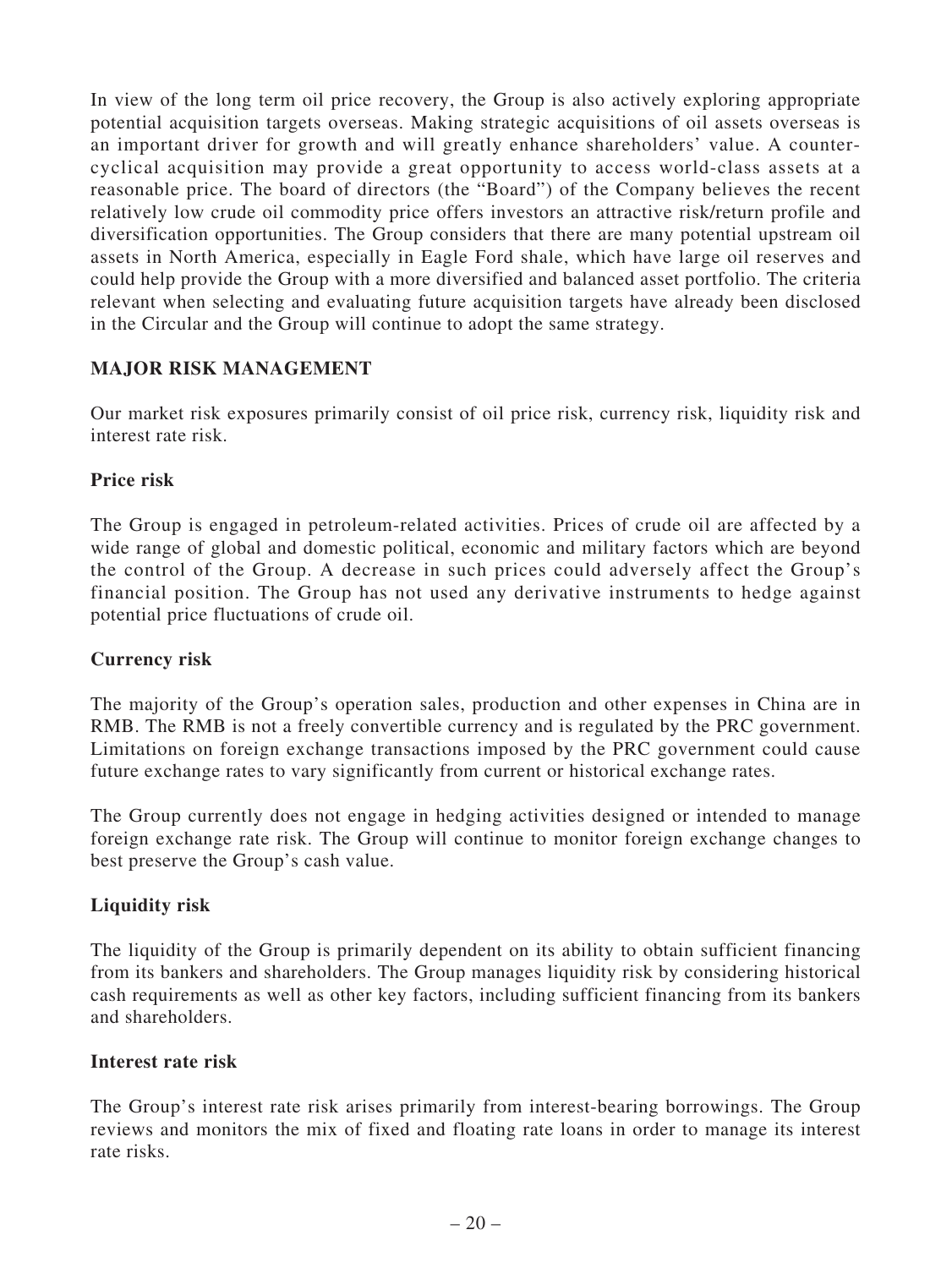In view of the long term oil price recovery, the Group is also actively exploring appropriate potential acquisition targets overseas. Making strategic acquisitions of oil assets overseas is an important driver for growth and will greatly enhance shareholders' value. A counter-cyclical acquisition may provide a great opportunity to access world-class assets at a reasonable price. The board of directors (the "Board") of the Company believes the recent relatively low crude oil commodity price offers investors an attractive risk/return profile and diversification opportunities. The Group considers that there are many potential upstream oil assets in North America, especially in Eagle Ford shale, which have large oil reserves and could help provide the Group with a more diversified and balanced asset portfolio. The criteria relevant when selecting and evaluating future acquisition targets have already been disclosed in the Circular and the Group will continue to adopt the same strategy.

## MAJOR RISK MANAGEMENT

Our market risk exposures primarily consist of oil price risk, currency risk, liquidity risk and interest rate risk.

### Price risk

The Group is engaged in petroleum-related activities. Prices of crude oil are affected by a wide range of global and domestic political, economic and military factors which are beyond the control of the Group. A decrease in such prices could adversely affect the Group's financial position. The Group has not used any derivative instruments to hedge against potential price fluctuations of crude oil.

### Currency risk

The majority of the Group's operation sales, production and other expenses in China are in RMB. The RMB is not a freely convertible currency and is regulated by the PRC government. Limitations on foreign exchange transactions imposed by the PRC government could cause future exchange rates to vary significantly from current or historical exchange rates.

The Group currently does not engage in hedging activities designed or intended to manage foreign exchange rate risk. The Group will continue to monitor foreign exchange changes to best preserve the Group's cash value.

### Liquidity risk

The liquidity of the Group is primarily dependent on its ability to obtain sufficient financing from its bankers and shareholders. The Group manages liquidity risk by considering historical cash requirements as well as other key factors, including sufficient financing from its bankers and shareholders.

### Interest rate risk

The Group's interest rate risk arises primarily from interest-bearing borrowings. The Group reviews and monitors the mix of fixed and floating rate loans in order to manage its interest rate risks.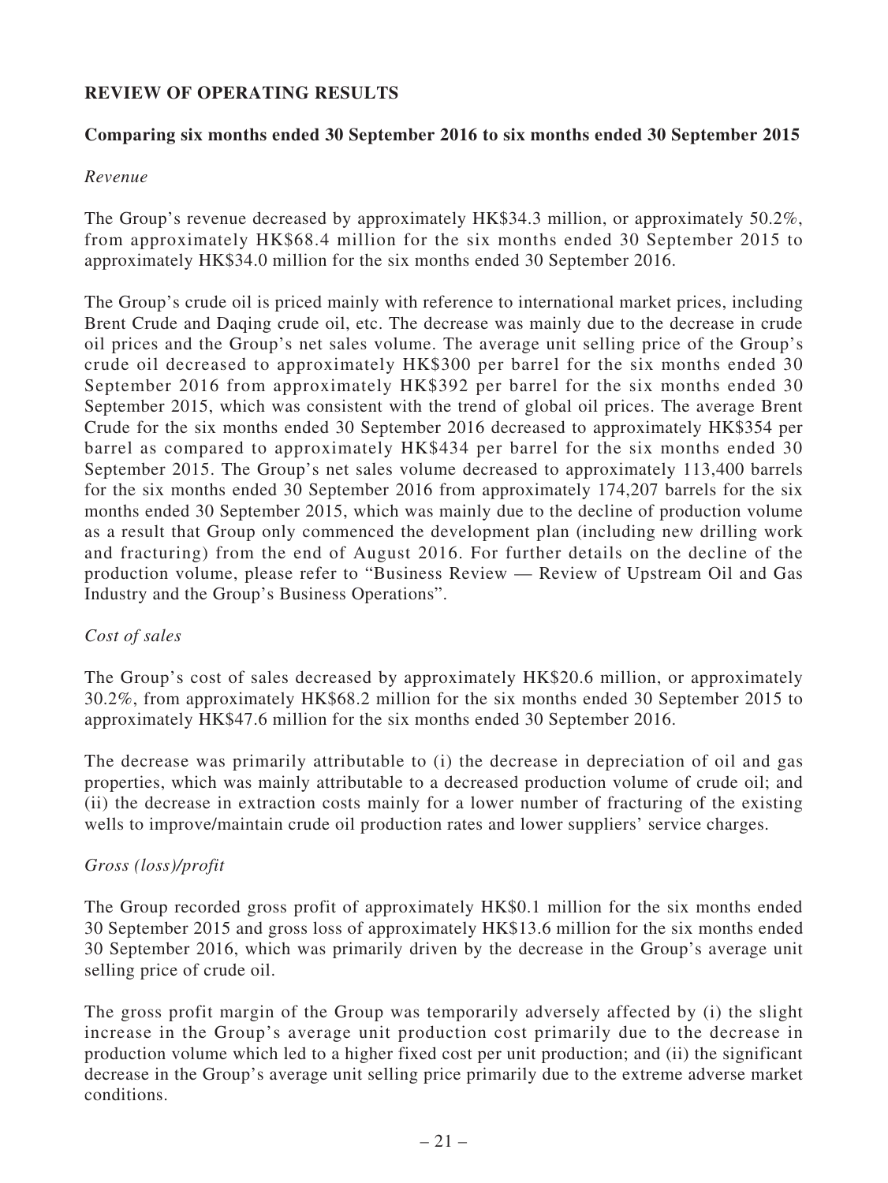## REVIEW OF OPERATING RESULTS

### Comparing six months ended 30 September 2016 to six months ended 30 September 2015

*Revenue*

The Group's revenue decreased by approximately HK$34.3 million, or approximately 50.2%, from approximately HK$68.4 million for the six months ended 30 September 2015 to approximately HK$34.0 million for the six months ended 30 September 2016.

The Group's crude oil is priced mainly with reference to international market prices, including Brent Crude and Daqing crude oil, etc. The decrease was mainly due to the decrease in crude oil prices and the Group's net sales volume. The average unit selling price of the Group's crude oil decreased to approximately HK$300 per barrel for the six months ended 30 September 2016 from approximately HK$392 per barrel for the six months ended 30 September 2015, which was consistent with the trend of global oil prices. The average Brent Crude for the six months ended 30 September 2016 decreased to approximately HK$354 per barrel as compared to approximately HK$434 per barrel for the six months ended 30 September 2015. The Group's net sales volume decreased to approximately 113,400 barrels for the six months ended 30 September 2016 from approximately 174,207 barrels for the six months ended 30 September 2015, which was mainly due to the decline of production volume as a result that Group only commenced the development plan (including new drilling work and fracturing) from the end of August 2016. For further details on the decline of the production volume, please refer to "Business Review — Review of Upstream Oil and Gas Industry and the Group's Business Operations".

*Cost of sales*

The Group's cost of sales decreased by approximately HK$20.6 million, or approximately 30.2%, from approximately HK$68.2 million for the six months ended 30 September 2015 to approximately HK$47.6 million for the six months ended 30 September 2016.

The decrease was primarily attributable to (i) the decrease in depreciation of oil and gas properties, which was mainly attributable to a decreased production volume of crude oil; and (ii) the decrease in extraction costs mainly for a lower number of fracturing of the existing wells to improve/maintain crude oil production rates and lower suppliers' service charges.

*Gross (loss)/profit*

The Group recorded gross profit of approximately HK$0.1 million for the six months ended 30 September 2015 and gross loss of approximately HK$13.6 million for the six months ended 30 September 2016, which was primarily driven by the decrease in the Group's average unit selling price of crude oil.

The gross profit margin of the Group was temporarily adversely affected by (i) the slight increase in the Group's average unit production cost primarily due to the decrease in production volume which led to a higher fixed cost per unit production; and (ii) the significant decrease in the Group's average unit selling price primarily due to the extreme adverse market conditions.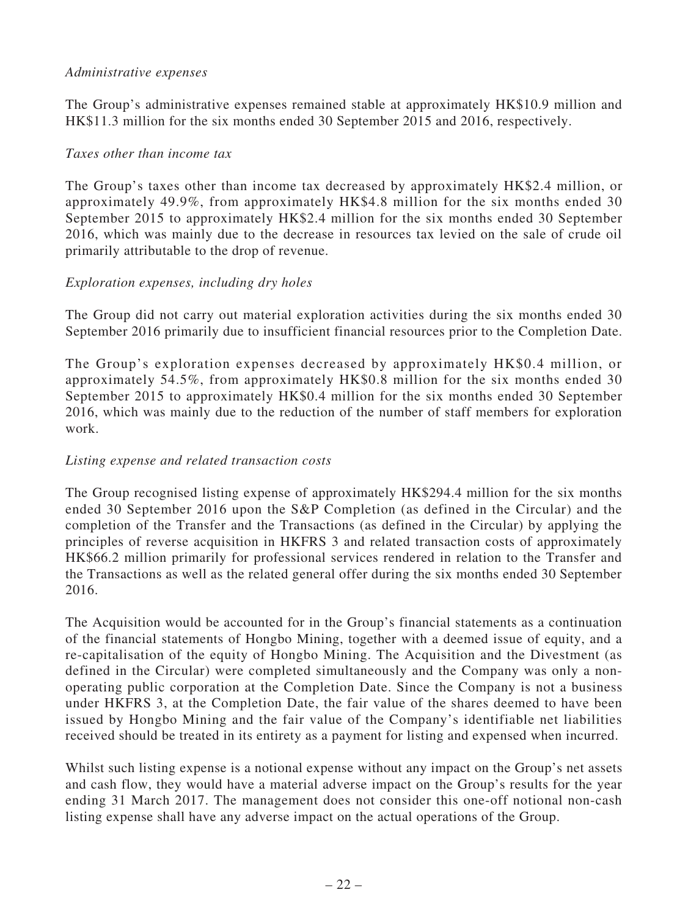*Administrative expenses*

The Group's administrative expenses remained stable at approximately HK$10.9 million and HK$11.3 million for the six months ended 30 September 2015 and 2016, respectively.

*Taxes other than income tax*

The Group's taxes other than income tax decreased by approximately HK$2.4 million, or approximately 49.9%, from approximately HK$4.8 million for the six months ended 30 September 2015 to approximately HK$2.4 million for the six months ended 30 September 2016, which was mainly due to the decrease in resources tax levied on the sale of crude oil primarily attributable to the drop of revenue.

*Exploration expenses, including dry holes*

The Group did not carry out material exploration activities during the six months ended 30 September 2016 primarily due to insufficient financial resources prior to the Completion Date.

The Group's exploration expenses decreased by approximately HK$0.4 million, or approximately 54.5%, from approximately HK$0.8 million for the six months ended 30 September 2015 to approximately HK$0.4 million for the six months ended 30 September 2016, which was mainly due to the reduction of the number of staff members for exploration work.

*Listing expense and related transaction costs*

The Group recognised listing expense of approximately HK$294.4 million for the six months ended 30 September 2016 upon the S&P Completion (as defined in the Circular) and the completion of the Transfer and the Transactions (as defined in the Circular) by applying the principles of reverse acquisition in HKFRS 3 and related transaction costs of approximately HK$66.2 million primarily for professional services rendered in relation to the Transfer and the Transactions as well as the related general offer during the six months ended 30 September 2016.

The Acquisition would be accounted for in the Group's financial statements as a continuation of the financial statements of Hongbo Mining, together with a deemed issue of equity, and a re-capitalisation of the equity of Hongbo Mining. The Acquisition and the Divestment (as defined in the Circular) were completed simultaneously and the Company was only a non-operating public corporation at the Completion Date. Since the Company is not a business under HKFRS 3, at the Completion Date, the fair value of the shares deemed to have been issued by Hongbo Mining and the fair value of the Company's identifiable net liabilities received should be treated in its entirety as a payment for listing and expensed when incurred.

Whilst such listing expense is a notional expense without any impact on the Group's net assets and cash flow, they would have a material adverse impact on the Group's results for the year ending 31 March 2017. The management does not consider this one-off notional non-cash listing expense shall have any adverse impact on the actual operations of the Group.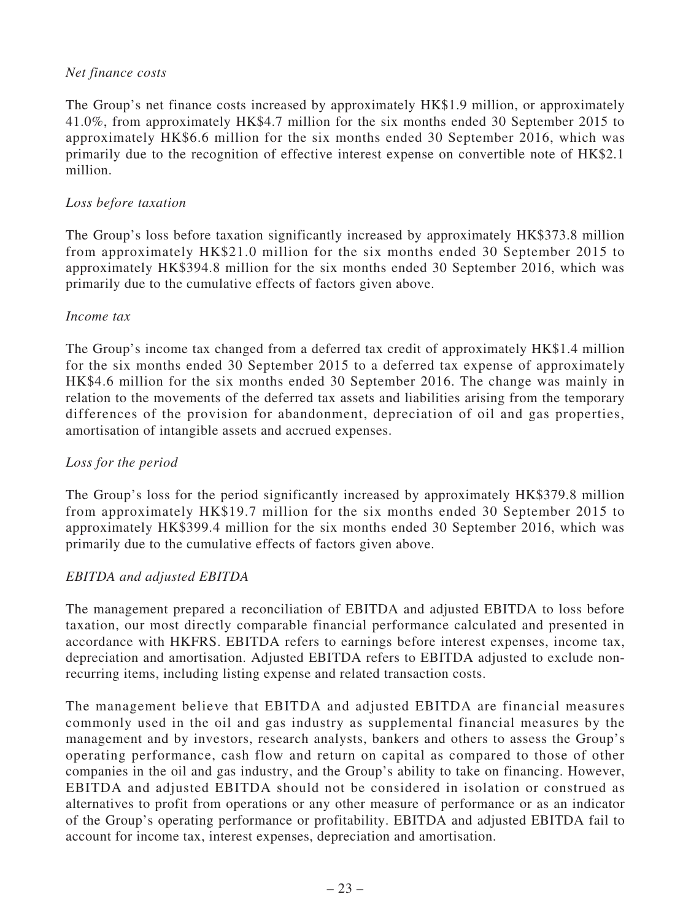*Net finance costs*

The Group's net finance costs increased by approximately HK$1.9 million, or approximately 41.0%, from approximately HK$4.7 million for the six months ended 30 September 2015 to approximately HK$6.6 million for the six months ended 30 September 2016, which was primarily due to the recognition of effective interest expense on convertible note of HK$2.1 million.

*Loss before taxation*

The Group's loss before taxation significantly increased by approximately HK$373.8 million from approximately HK$21.0 million for the six months ended 30 September 2015 to approximately HK$394.8 million for the six months ended 30 September 2016, which was primarily due to the cumulative effects of factors given above.

*Income tax*

The Group's income tax changed from a deferred tax credit of approximately HK$1.4 million for the six months ended 30 September 2015 to a deferred tax expense of approximately HK$4.6 million for the six months ended 30 September 2016. The change was mainly in relation to the movements of the deferred tax assets and liabilities arising from the temporary differences of the provision for abandonment, depreciation of oil and gas properties, amortisation of intangible assets and accrued expenses.

*Loss for the period*

The Group's loss for the period significantly increased by approximately HK$379.8 million from approximately HK$19.7 million for the six months ended 30 September 2015 to approximately HK$399.4 million for the six months ended 30 September 2016, which was primarily due to the cumulative effects of factors given above.

*EBITDA and adjusted EBITDA*

The management prepared a reconciliation of EBITDA and adjusted EBITDA to loss before taxation, our most directly comparable financial performance calculated and presented in accordance with HKFRS. EBITDA refers to earnings before interest expenses, income tax, depreciation and amortisation. Adjusted EBITDA refers to EBITDA adjusted to exclude non-recurring items, including listing expense and related transaction costs.

The management believe that EBITDA and adjusted EBITDA are financial measures commonly used in the oil and gas industry as supplemental financial measures by the management and by investors, research analysts, bankers and others to assess the Group's operating performance, cash flow and return on capital as compared to those of other companies in the oil and gas industry, and the Group's ability to take on financing. However, EBITDA and adjusted EBITDA should not be considered in isolation or construed as alternatives to profit from operations or any other measure of performance or as an indicator of the Group's operating performance or profitability. EBITDA and adjusted EBITDA fail to account for income tax, interest expenses, depreciation and amortisation.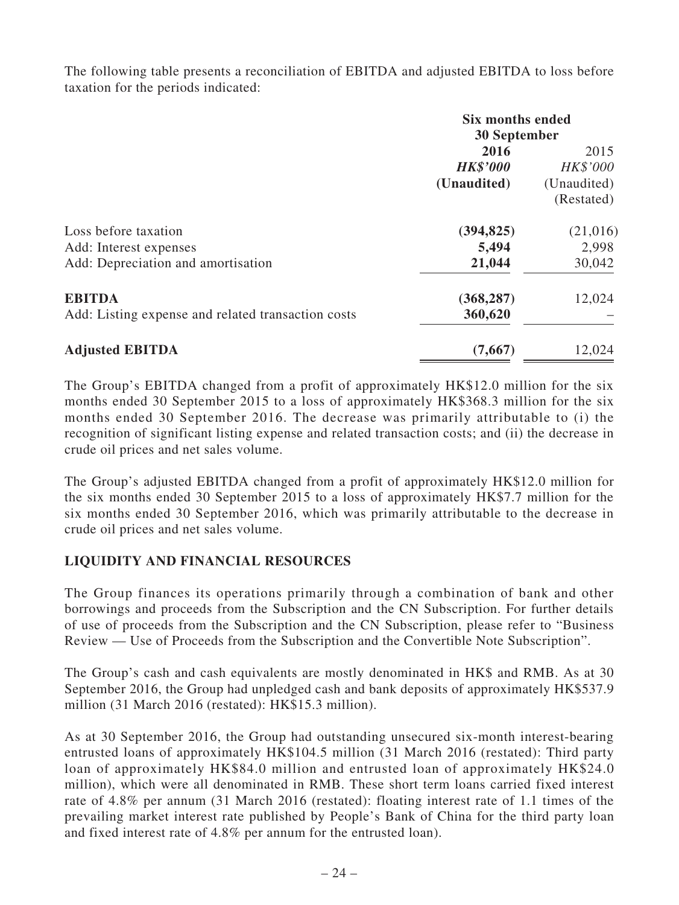The following table presents a reconciliation of EBITDA and adjusted EBITDA to loss before taxation for the periods indicated:

| | Six months ended 30 September | |
|---|---|---|
| | **2016** | 2015 |
| | ***HK$'000*** | *HK$'000* |
| | **(Unaudited)** | (Unaudited) (Restated) |
| Loss before taxation | **(394,825)** | (21,016) |
| Add: Interest expenses | **5,494** | 2,998 |
| Add: Depreciation and amortisation | **21,044** | 30,042 |
| **EBITDA** | **(368,287)** | 12,024 |
| Add: Listing expense and related transaction costs | **360,620** | – |
| **Adjusted EBITDA** | **(7,667)** | 12,024 |

The Group's EBITDA changed from a profit of approximately HK$12.0 million for the six months ended 30 September 2015 to a loss of approximately HK$368.3 million for the six months ended 30 September 2016. The decrease was primarily attributable to (i) the recognition of significant listing expense and related transaction costs; and (ii) the decrease in crude oil prices and net sales volume.

The Group's adjusted EBITDA changed from a profit of approximately HK$12.0 million for the six months ended 30 September 2015 to a loss of approximately HK$7.7 million for the six months ended 30 September 2016, which was primarily attributable to the decrease in crude oil prices and net sales volume.

## LIQUIDITY AND FINANCIAL RESOURCES

The Group finances its operations primarily through a combination of bank and other borrowings and proceeds from the Subscription and the CN Subscription. For further details of use of proceeds from the Subscription and the CN Subscription, please refer to "Business Review — Use of Proceeds from the Subscription and the Convertible Note Subscription".

The Group's cash and cash equivalents are mostly denominated in HK$ and RMB. As at 30 September 2016, the Group had unpledged cash and bank deposits of approximately HK$537.9 million (31 March 2016 (restated): HK$15.3 million).

As at 30 September 2016, the Group had outstanding unsecured six-month interest-bearing entrusted loans of approximately HK$104.5 million (31 March 2016 (restated): Third party loan of approximately HK$84.0 million and entrusted loan of approximately HK$24.0 million), which were all denominated in RMB. These short term loans carried fixed interest rate of 4.8% per annum (31 March 2016 (restated): floating interest rate of 1.1 times of the prevailing market interest rate published by People's Bank of China for the third party loan and fixed interest rate of 4.8% per annum for the entrusted loan).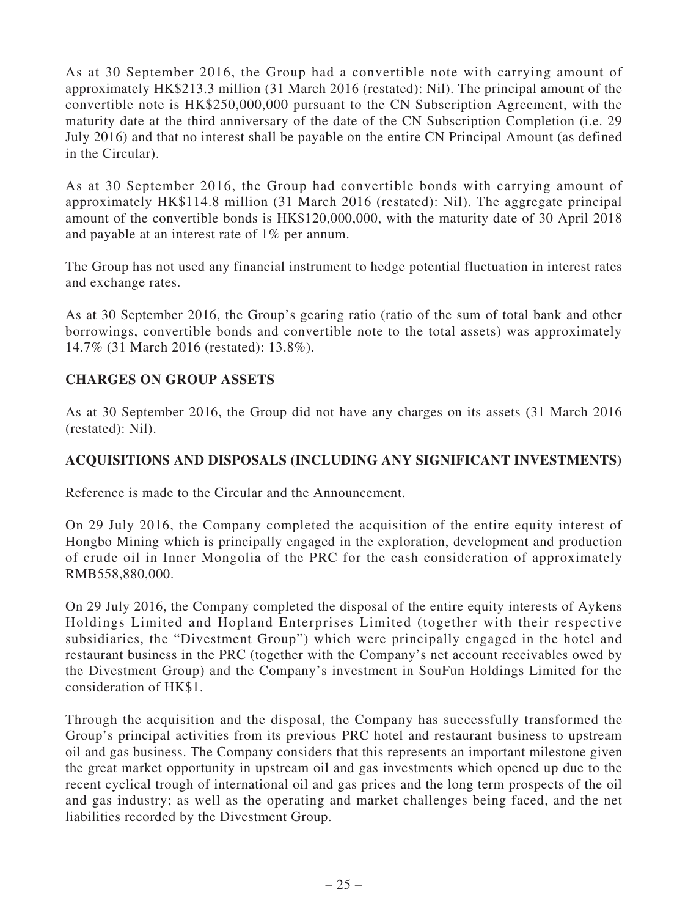As at 30 September 2016, the Group had a convertible note with carrying amount of approximately HK$213.3 million (31 March 2016 (restated): Nil). The principal amount of the convertible note is HK$250,000,000 pursuant to the CN Subscription Agreement, with the maturity date at the third anniversary of the date of the CN Subscription Completion (i.e. 29 July 2016) and that no interest shall be payable on the entire CN Principal Amount (as defined in the Circular).

As at 30 September 2016, the Group had convertible bonds with carrying amount of approximately HK$114.8 million (31 March 2016 (restated): Nil). The aggregate principal amount of the convertible bonds is HK$120,000,000, with the maturity date of 30 April 2018 and payable at an interest rate of 1% per annum.

The Group has not used any financial instrument to hedge potential fluctuation in interest rates and exchange rates.

As at 30 September 2016, the Group's gearing ratio (ratio of the sum of total bank and other borrowings, convertible bonds and convertible note to the total assets) was approximately 14.7% (31 March 2016 (restated): 13.8%).

## CHARGES ON GROUP ASSETS

As at 30 September 2016, the Group did not have any charges on its assets (31 March 2016 (restated): Nil).

## ACQUISITIONS AND DISPOSALS (INCLUDING ANY SIGNIFICANT INVESTMENTS)

Reference is made to the Circular and the Announcement.

On 29 July 2016, the Company completed the acquisition of the entire equity interest of Hongbo Mining which is principally engaged in the exploration, development and production of crude oil in Inner Mongolia of the PRC for the cash consideration of approximately RMB558,880,000.

On 29 July 2016, the Company completed the disposal of the entire equity interests of Aykens Holdings Limited and Hopland Enterprises Limited (together with their respective subsidiaries, the "Divestment Group") which were principally engaged in the hotel and restaurant business in the PRC (together with the Company's net account receivables owed by the Divestment Group) and the Company's investment in SouFun Holdings Limited for the consideration of HK$1.

Through the acquisition and the disposal, the Company has successfully transformed the Group's principal activities from its previous PRC hotel and restaurant business to upstream oil and gas business. The Company considers that this represents an important milestone given the great market opportunity in upstream oil and gas investments which opened up due to the recent cyclical trough of international oil and gas prices and the long term prospects of the oil and gas industry; as well as the operating and market challenges being faced, and the net liabilities recorded by the Divestment Group.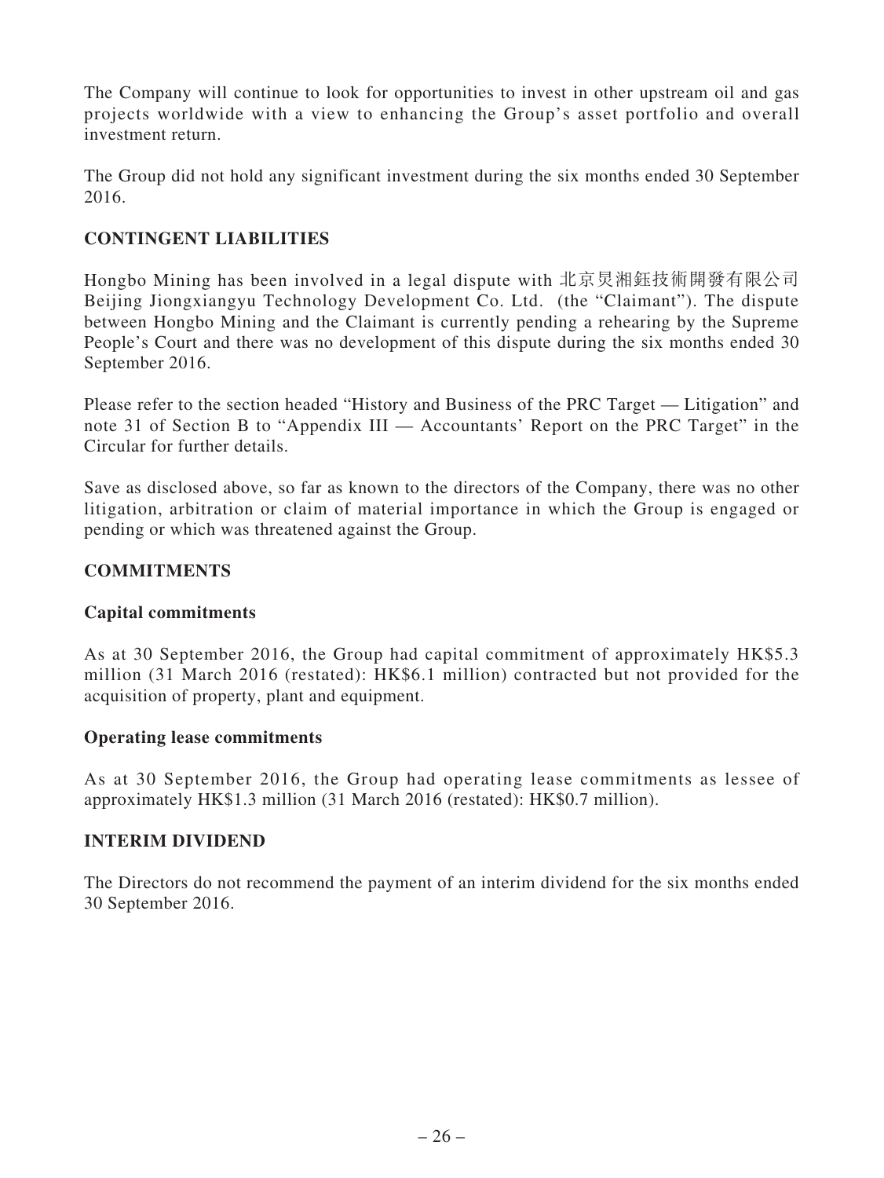The Company will continue to look for opportunities to invest in other upstream oil and gas projects worldwide with a view to enhancing the Group's asset portfolio and overall investment return.

The Group did not hold any significant investment during the six months ended 30 September 2016.

## CONTINGENT LIABILITIES

Hongbo Mining has been involved in a legal dispute with 北京炅湘鈺技術開發有限公司 Beijing Jiongxiangyu Technology Development Co. Ltd. (the "Claimant"). The dispute between Hongbo Mining and the Claimant is currently pending a rehearing by the Supreme People's Court and there was no development of this dispute during the six months ended 30 September 2016.

Please refer to the section headed "History and Business of the PRC Target — Litigation" and note 31 of Section B to "Appendix III — Accountants' Report on the PRC Target" in the Circular for further details.

Save as disclosed above, so far as known to the directors of the Company, there was no other litigation, arbitration or claim of material importance in which the Group is engaged or pending or which was threatened against the Group.

## COMMITMENTS

### Capital commitments

As at 30 September 2016, the Group had capital commitment of approximately HK$5.3 million (31 March 2016 (restated): HK$6.1 million) contracted but not provided for the acquisition of property, plant and equipment.

### Operating lease commitments

As at 30 September 2016, the Group had operating lease commitments as lessee of approximately HK$1.3 million (31 March 2016 (restated): HK$0.7 million).

## INTERIM DIVIDEND

The Directors do not recommend the payment of an interim dividend for the six months ended 30 September 2016.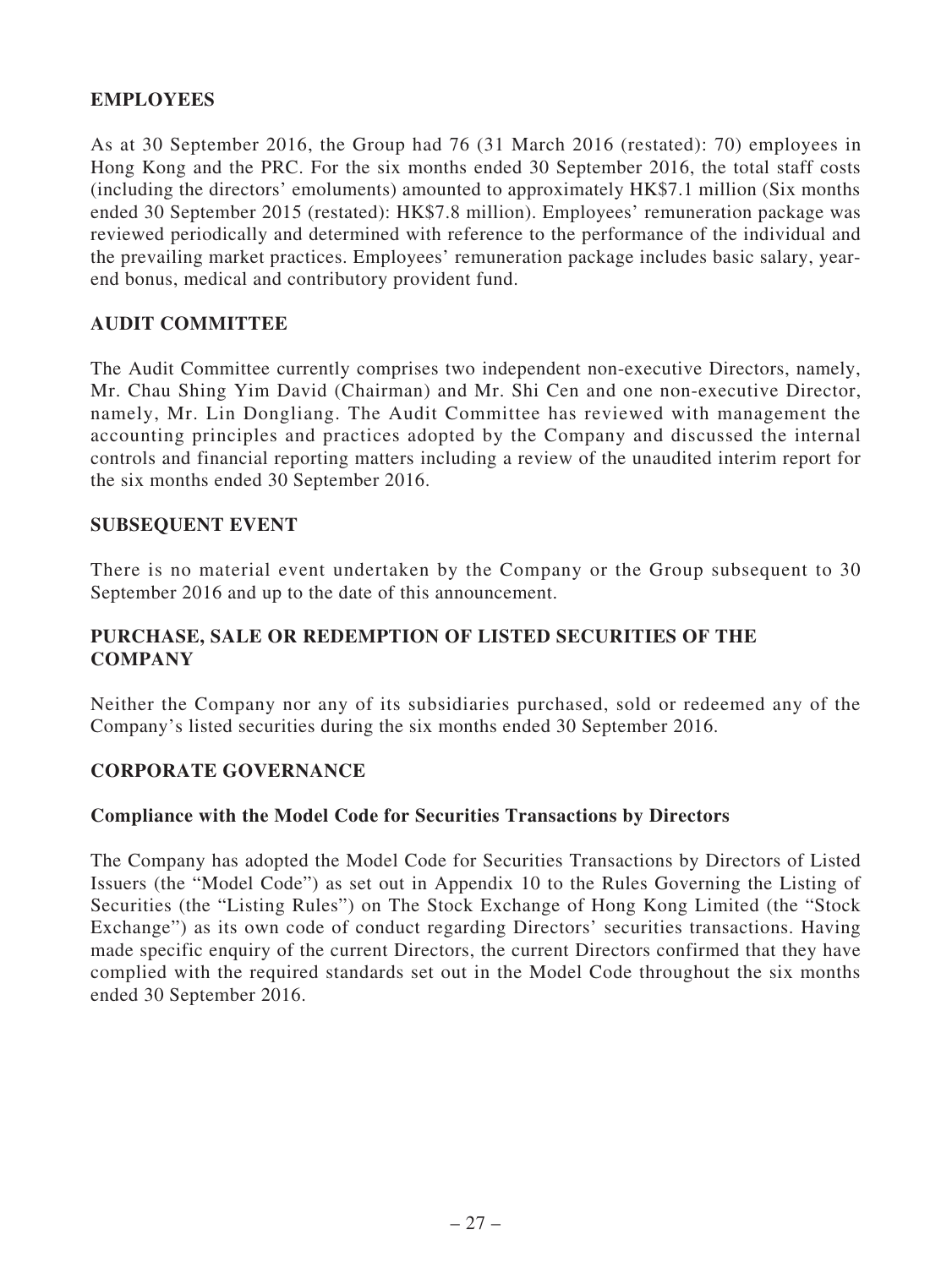## EMPLOYEES

As at 30 September 2016, the Group had 76 (31 March 2016 (restated): 70) employees in Hong Kong and the PRC. For the six months ended 30 September 2016, the total staff costs (including the directors' emoluments) amounted to approximately HK$7.1 million (Six months ended 30 September 2015 (restated): HK$7.8 million). Employees' remuneration package was reviewed periodically and determined with reference to the performance of the individual and the prevailing market practices. Employees' remuneration package includes basic salary, year-end bonus, medical and contributory provident fund.

## AUDIT COMMITTEE

The Audit Committee currently comprises two independent non-executive Directors, namely, Mr. Chau Shing Yim David (Chairman) and Mr. Shi Cen and one non-executive Director, namely, Mr. Lin Dongliang. The Audit Committee has reviewed with management the accounting principles and practices adopted by the Company and discussed the internal controls and financial reporting matters including a review of the unaudited interim report for the six months ended 30 September 2016.

## SUBSEQUENT EVENT

There is no material event undertaken by the Company or the Group subsequent to 30 September 2016 and up to the date of this announcement.

## PURCHASE, SALE OR REDEMPTION OF LISTED SECURITIES OF THE COMPANY

Neither the Company nor any of its subsidiaries purchased, sold or redeemed any of the Company's listed securities during the six months ended 30 September 2016.

## CORPORATE GOVERNANCE

### Compliance with the Model Code for Securities Transactions by Directors

The Company has adopted the Model Code for Securities Transactions by Directors of Listed Issuers (the "Model Code") as set out in Appendix 10 to the Rules Governing the Listing of Securities (the "Listing Rules") on The Stock Exchange of Hong Kong Limited (the "Stock Exchange") as its own code of conduct regarding Directors' securities transactions. Having made specific enquiry of the current Directors, the current Directors confirmed that they have complied with the required standards set out in the Model Code throughout the six months ended 30 September 2016.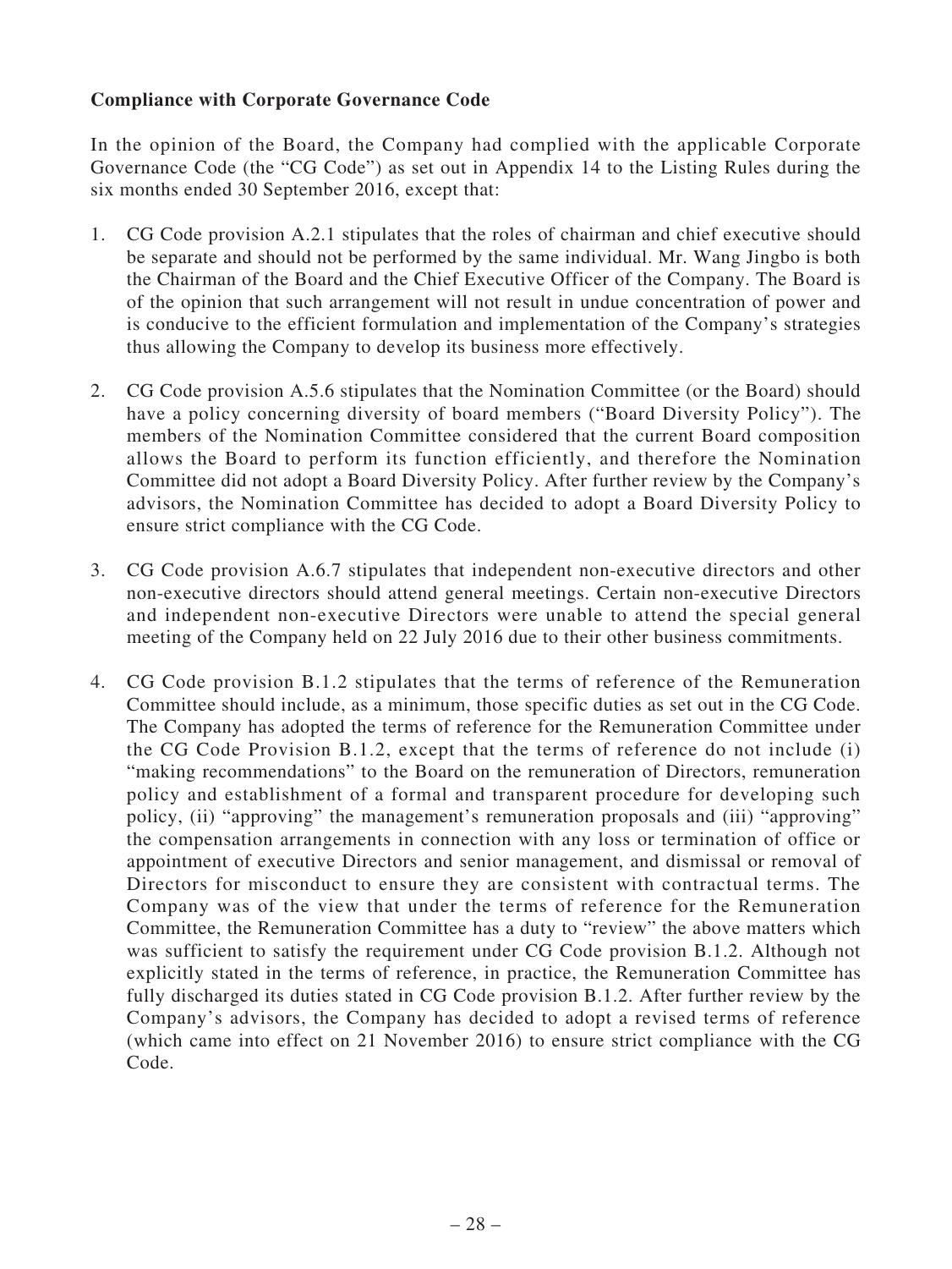**Compliance with Corporate Governance Code**

In the opinion of the Board, the Company had complied with the applicable Corporate Governance Code (the "CG Code") as set out in Appendix 14 to the Listing Rules during the six months ended 30 September 2016, except that:

1. CG Code provision A.2.1 stipulates that the roles of chairman and chief executive should be separate and should not be performed by the same individual. Mr. Wang Jingbo is both the Chairman of the Board and the Chief Executive Officer of the Company. The Board is of the opinion that such arrangement will not result in undue concentration of power and is conducive to the efficient formulation and implementation of the Company's strategies thus allowing the Company to develop its business more effectively.

2. CG Code provision A.5.6 stipulates that the Nomination Committee (or the Board) should have a policy concerning diversity of board members ("Board Diversity Policy"). The members of the Nomination Committee considered that the current Board composition allows the Board to perform its function efficiently, and therefore the Nomination Committee did not adopt a Board Diversity Policy. After further review by the Company's advisors, the Nomination Committee has decided to adopt a Board Diversity Policy to ensure strict compliance with the CG Code.

3. CG Code provision A.6.7 stipulates that independent non-executive directors and other non-executive directors should attend general meetings. Certain non-executive Directors and independent non-executive Directors were unable to attend the special general meeting of the Company held on 22 July 2016 due to their other business commitments.

4. CG Code provision B.1.2 stipulates that the terms of reference of the Remuneration Committee should include, as a minimum, those specific duties as set out in the CG Code. The Company has adopted the terms of reference for the Remuneration Committee under the CG Code Provision B.1.2, except that the terms of reference do not include (i) "making recommendations" to the Board on the remuneration of Directors, remuneration policy and establishment of a formal and transparent procedure for developing such policy, (ii) "approving" the management's remuneration proposals and (iii) "approving" the compensation arrangements in connection with any loss or termination of office or appointment of executive Directors and senior management, and dismissal or removal of Directors for misconduct to ensure they are consistent with contractual terms. The Company was of the view that under the terms of reference for the Remuneration Committee, the Remuneration Committee has a duty to "review" the above matters which was sufficient to satisfy the requirement under CG Code provision B.1.2. Although not explicitly stated in the terms of reference, in practice, the Remuneration Committee has fully discharged its duties stated in CG Code provision B.1.2. After further review by the Company's advisors, the Company has decided to adopt a revised terms of reference (which came into effect on 21 November 2016) to ensure strict compliance with the CG Code.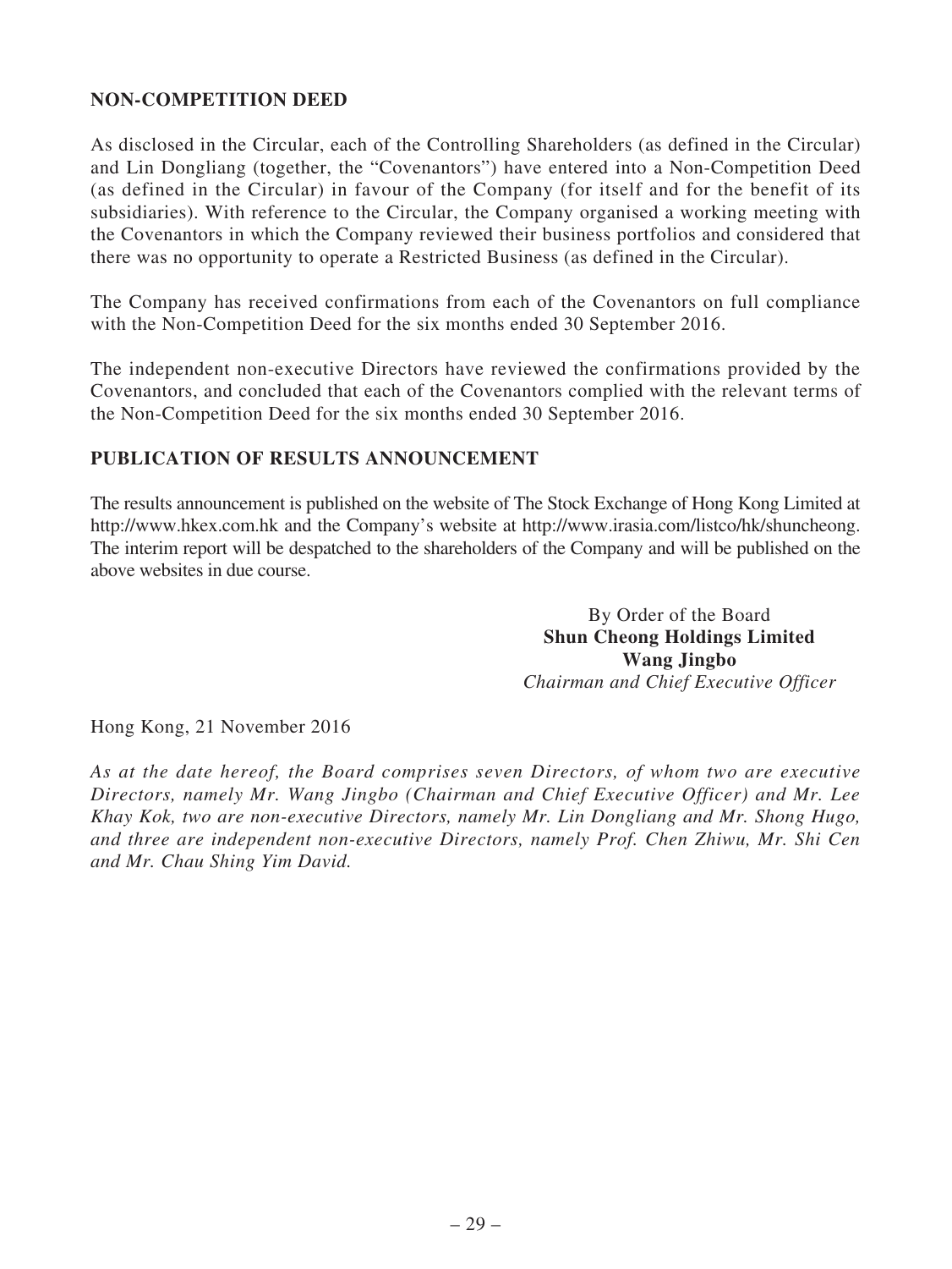## NON-COMPETITION DEED

As disclosed in the Circular, each of the Controlling Shareholders (as defined in the Circular) and Lin Dongliang (together, the "Covenantors") have entered into a Non-Competition Deed (as defined in the Circular) in favour of the Company (for itself and for the benefit of its subsidiaries). With reference to the Circular, the Company organised a working meeting with the Covenantors in which the Company reviewed their business portfolios and considered that there was no opportunity to operate a Restricted Business (as defined in the Circular).

The Company has received confirmations from each of the Covenantors on full compliance with the Non-Competition Deed for the six months ended 30 September 2016.

The independent non-executive Directors have reviewed the confirmations provided by the Covenantors, and concluded that each of the Covenantors complied with the relevant terms of the Non-Competition Deed for the six months ended 30 September 2016.

## PUBLICATION OF RESULTS ANNOUNCEMENT

The results announcement is published on the website of The Stock Exchange of Hong Kong Limited at http://www.hkex.com.hk and the Company's website at http://www.irasia.com/listco/hk/shuncheong. The interim report will be despatched to the shareholders of the Company and will be published on the above websites in due course.

By Order of the Board
**Shun Cheong Holdings Limited**
**Wang Jingbo**
*Chairman and Chief Executive Officer*

Hong Kong, 21 November 2016

*As at the date hereof, the Board comprises seven Directors, of whom two are executive Directors, namely Mr. Wang Jingbo (Chairman and Chief Executive Officer) and Mr. Lee Khay Kok, two are non-executive Directors, namely Mr. Lin Dongliang and Mr. Shong Hugo, and three are independent non-executive Directors, namely Prof. Chen Zhiwu, Mr. Shi Cen and Mr. Chau Shing Yim David.*